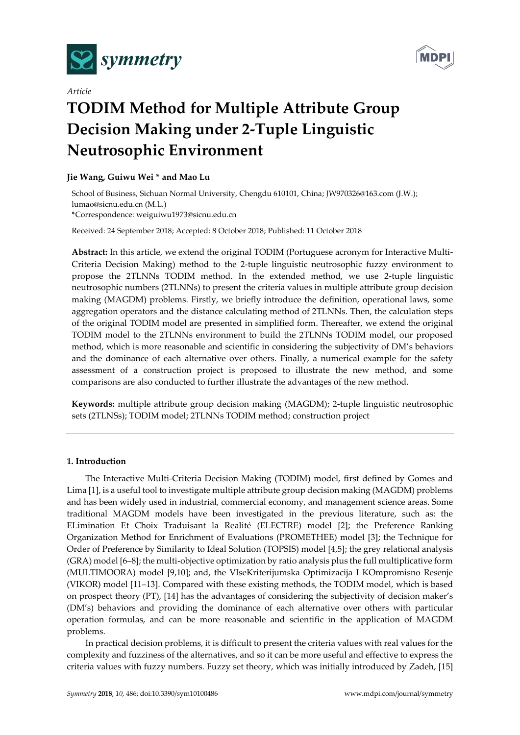*Article*

# TODIM Method for Multiple Attribute Group Decision Making under 2-Tuple Linguistic Neutrosophic Environment

**Jie Wang, Guiwu Wei * and Mao Lu**

School of Business, Sichuan Normal University, Chengdu 610101, China; JW970326@163.com (J.W.); lumao@sicnu.edu.cn (M.L.)

*Correspondence: weiguiwu1973@sicnu.edu.cn

Received: 24 September 2018; Accepted: 8 October 2018; Published: 11 October 2018

**Abstract:** In this article, we extend the original TODIM (Portuguese acronym for Interactive Multi-Criteria Decision Making) method to the 2-tuple linguistic neutrosophic fuzzy environment to propose the 2TLNNs TODIM method. In the extended method, we use 2-tuple linguistic neutrosophic numbers (2TLNNs) to present the criteria values in multiple attribute group decision making (MAGDM) problems. Firstly, we briefly introduce the definition, operational laws, some aggregation operators and the distance calculating method of 2TLNNs. Then, the calculation steps of the original TODIM model are presented in simplified form. Thereafter, we extend the original TODIM model to the 2TLNNs environment to build the 2TLNNs TODIM model, our proposed method, which is more reasonable and scientific in considering the subjectivity of DM's behaviors and the dominance of each alternative over others. Finally, a numerical example for the safety assessment of a construction project is proposed to illustrate the new method, and some comparisons are also conducted to further illustrate the advantages of the new method.

**Keywords:** multiple attribute group decision making (MAGDM); 2-tuple linguistic neutrosophic sets (2TLNSs); TODIM model; 2TLNNs TODIM method; construction project

## 1. Introduction

The Interactive Multi-Criteria Decision Making (TODIM) model, first defined by Gomes and Lima [1], is a useful tool to investigate multiple attribute group decision making (MAGDM) problems and has been widely used in industrial, commercial economy, and management science areas. Some traditional MAGDM models have been investigated in the previous literature, such as: the ELimination Et Choix Traduisant la Realité (ELECTRE) model [2]; the Preference Ranking Organization Method for Enrichment of Evaluations (PROMETHEE) model [3]; the Technique for Order of Preference by Similarity to Ideal Solution (TOPSIS) model [4,5]; the grey relational analysis (GRA) model [6–8]; the multi-objective optimization by ratio analysis plus the full multiplicative form (MULTIMOORA) model [9,10]; and, the VIseKriterijumska Optimizacija I KOmpromisno Resenje (VIKOR) model [11–13]. Compared with these existing methods, the TODIM model, which is based on prospect theory (PT), [14] has the advantages of considering the subjectivity of decision maker's (DM's) behaviors and providing the dominance of each alternative over others with particular operation formulas, and can be more reasonable and scientific in the application of MAGDM problems.

In practical decision problems, it is difficult to present the criteria values with real values for the complexity and fuzziness of the alternatives, and so it can be more useful and effective to express the criteria values with fuzzy numbers. Fuzzy set theory, which was initially introduced by Zadeh, [15]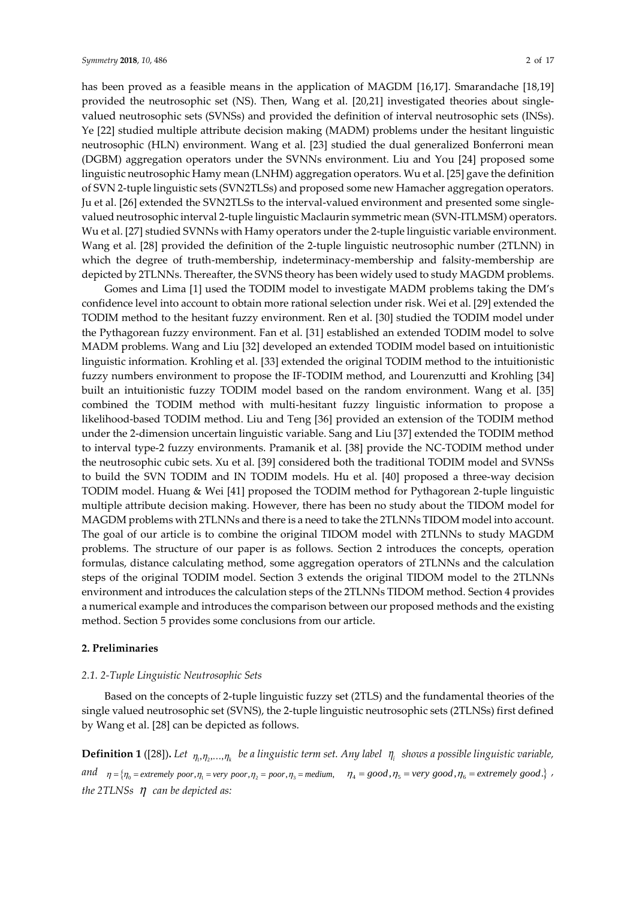has been proved as a feasible means in the application of MAGDM [16,17]. Smarandache [18,19] provided the neutrosophic set (NS). Then, Wang et al. [20,21] investigated theories about single-valued neutrosophic sets (SVNSs) and provided the definition of interval neutrosophic sets (INSs). Ye [22] studied multiple attribute decision making (MADM) problems under the hesitant linguistic neutrosophic (HLN) environment. Wang et al. [23] studied the dual generalized Bonferroni mean (DGBM) aggregation operators under the SVNNs environment. Liu and You [24] proposed some linguistic neutrosophic Hamy mean (LNHM) aggregation operators. Wu et al. [25] gave the definition of SVN 2-tuple linguistic sets (SVN2TLSs) and proposed some new Hamacher aggregation operators. Ju et al. [26] extended the SVN2TLSs to the interval-valued environment and presented some single-valued neutrosophic interval 2-tuple linguistic Maclaurin symmetric mean (SVN-ITLMSM) operators. Wu et al. [27] studied SVNNs with Hamy operators under the 2-tuple linguistic variable environment. Wang et al. [28] provided the definition of the 2-tuple linguistic neutrosophic number (2TLNN) in which the degree of truth-membership, indeterminacy-membership and falsity-membership are depicted by 2TLNNs. Thereafter, the SVNS theory has been widely used to study MAGDM problems.

Gomes and Lima [1] used the TODIM model to investigate MADM problems taking the DM's confidence level into account to obtain more rational selection under risk. Wei et al. [29] extended the TODIM method to the hesitant fuzzy environment. Ren et al. [30] studied the TODIM model under the Pythagorean fuzzy environment. Fan et al. [31] established an extended TODIM model to solve MADM problems. Wang and Liu [32] developed an extended TODIM model based on intuitionistic linguistic information. Krohling et al. [33] extended the original TODIM method to the intuitionistic fuzzy numbers environment to propose the IF-TODIM method, and Lourenzutti and Krohling [34] built an intuitionistic fuzzy TODIM model based on the random environment. Wang et al. [35] combined the TODIM method with multi-hesitant fuzzy linguistic information to propose a likelihood-based TODIM method. Liu and Teng [36] provided an extension of the TODIM method under the 2-dimension uncertain linguistic variable. Sang and Liu [37] extended the TODIM method to interval type-2 fuzzy environments. Pramanik et al. [38] provide the NC-TODIM method under the neutrosophic cubic sets. Xu et al. [39] considered both the traditional TODIM model and SVNSs to build the SVN TODIM and IN TODIM models. Hu et al. [40] proposed a three-way decision TODIM model. Huang & Wei [41] proposed the TODIM method for Pythagorean 2-tuple linguistic multiple attribute decision making. However, there has been no study about the TIDOM model for MAGDM problems with 2TLNNs and there is a need to take the 2TLNNs TIDOM model into account. The goal of our article is to combine the original TIDOM model with 2TLNNs to study MAGDM problems. The structure of our paper is as follows. Section 2 introduces the concepts, operation formulas, distance calculating method, some aggregation operators of 2TLNNs and the calculation steps of the original TODIM model. Section 3 extends the original TIDOM model to the 2TLNNs environment and introduces the calculation steps of the 2TLNNs TIDOM method. Section 4 provides a numerical example and introduces the comparison between our proposed methods and the existing method. Section 5 provides some conclusions from our article.

## 2. Preliminaries

### 2.1. 2-Tuple Linguistic Neutrosophic Sets

Based on the concepts of 2-tuple linguistic fuzzy set (2TLS) and the fundamental theories of the single valued neutrosophic set (SVNS), the 2-tuple linguistic neutrosophic sets (2TLNSs) first defined by Wang et al. [28] can be depicted as follows.

**Definition 1** ([28]). *Let $\eta_1, \eta_2, \ldots, \eta_k$ be a linguistic term set. Any label $\eta_i$ shows a possible linguistic variable, and $\eta = \{\eta_0 = extremely\ poor, \eta_1 = very\ poor, \eta_2 = poor, \eta_3 = medium, \eta_4 = good, \eta_5 = very\ good, \eta_6 = extremely\ good.\}$, the 2TLNSs $\eta$ can be depicted as:*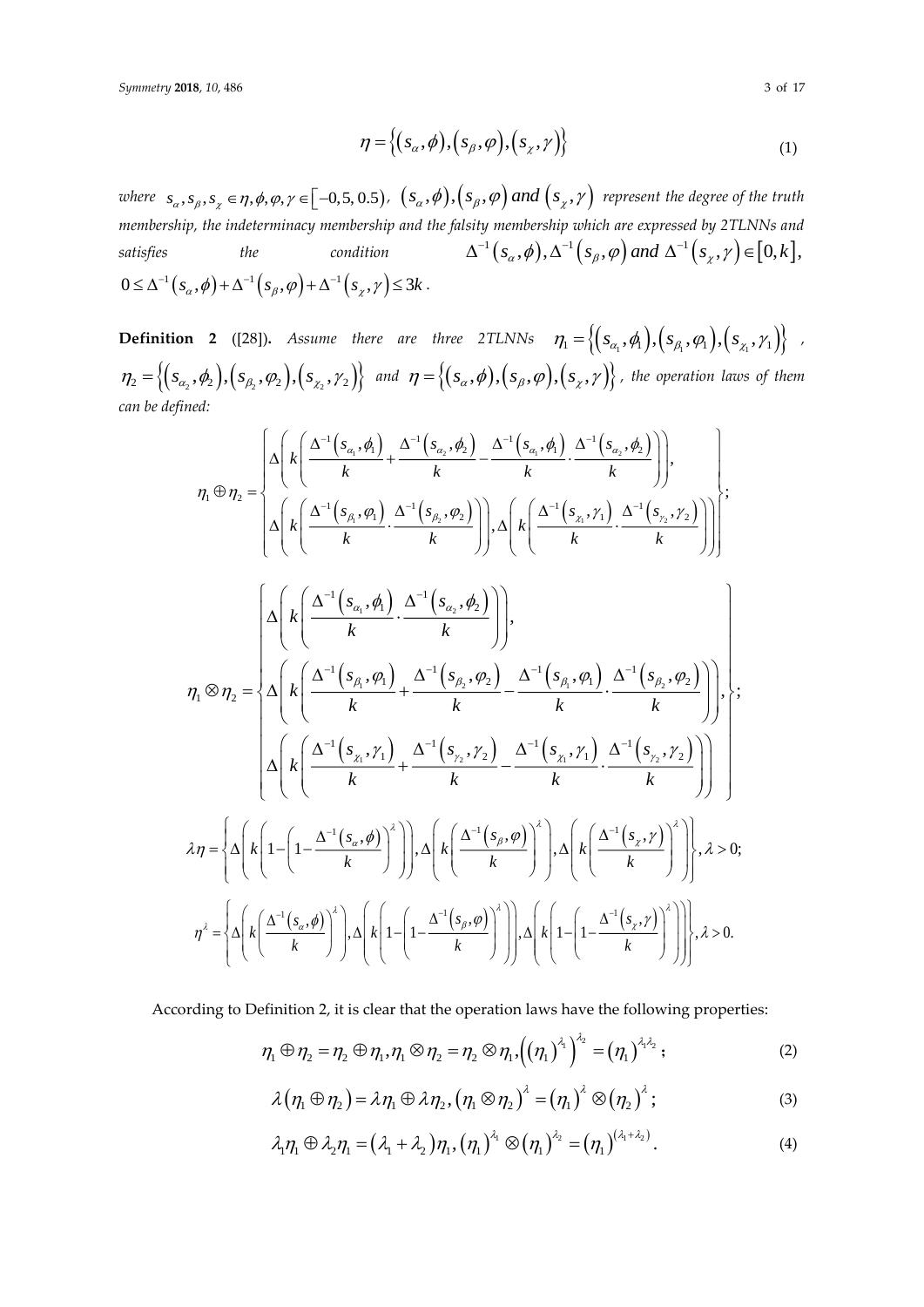$$\eta = \left\{ \left(s_{\alpha}, \phi\right), \left(s_{\beta}, \varphi\right), \left(s_{\chi}, \gamma\right) \right\} \tag{1}$$

*where* $s_{\alpha}, s_{\beta}, s_{\chi} \in \eta, \phi, \varphi, \gamma \in [-0,5, 0.5)$, $\left(s_{\alpha}, \phi\right), \left(s_{\beta}, \varphi\right)$ *and* $\left(s_{\chi}, \gamma\right)$ *represent the degree of the truth membership, the indeterminacy membership and the falsity membership which are expressed by 2TLNNs and satisfies the condition* $\Delta^{-1}\left(s_{\alpha}, \phi\right), \Delta^{-1}\left(s_{\beta}, \varphi\right)$ *and* $\Delta^{-1}\left(s_{\chi}, \gamma\right) \in [0, k]$, $0 \le \Delta^{-1}\left(s_{\alpha}, \phi\right) + \Delta^{-1}\left(s_{\beta}, \varphi\right) + \Delta^{-1}\left(s_{\chi}, \gamma\right) \le 3k$.

**Definition 2** ([28]). *Assume there are three 2TLNNs* $\eta_1 = \left\{ \left(s_{\alpha_1}, \phi_1\right), \left(s_{\beta_1}, \varphi_1\right), \left(s_{\chi_1}, \gamma_1\right) \right\}$, $\eta_2 = \left\{ \left(s_{\alpha_2}, \phi_2\right), \left(s_{\beta_2}, \varphi_2\right), \left(s_{\chi_2}, \gamma_2\right) \right\}$ *and* $\eta = \left\{ \left(s_{\alpha}, \phi\right), \left(s_{\beta}, \varphi\right), \left(s_{\chi}, \gamma\right) \right\}$, *the operation laws of them can be defined:*

$$\eta_1 \oplus \eta_2 = \left\{ \begin{array}{l} \Delta\left( k\left( \dfrac{\Delta^{-1}\left(s_{\alpha_1}, \phi_1\right)}{k} + \dfrac{\Delta^{-1}\left(s_{\alpha_2}, \phi_2\right)}{k} - \dfrac{\Delta^{-1}\left(s_{\alpha_1}, \phi_1\right)}{k} \cdot \dfrac{\Delta^{-1}\left(s_{\alpha_2}, \phi_2\right)}{k} \right) \right), \\ \Delta\left( k\left( \dfrac{\Delta^{-1}\left(s_{\beta_1}, \varphi_1\right)}{k} \cdot \dfrac{\Delta^{-1}\left(s_{\beta_2}, \varphi_2\right)}{k} \right) \right), \Delta\left( k\left( \dfrac{\Delta^{-1}\left(s_{\chi_1}, \gamma_1\right)}{k} \cdot \dfrac{\Delta^{-1}\left(s_{\gamma_2}, \gamma_2\right)}{k} \right) \right) \end{array} \right\};$$

$$\eta_1 \otimes \eta_2 = \left\{ \begin{array}{l} \Delta\left( k\left( \dfrac{\Delta^{-1}\left(s_{\alpha_1}, \phi_1\right)}{k} \cdot \dfrac{\Delta^{-1}\left(s_{\alpha_2}, \phi_2\right)}{k} \right) \right), \\ \Delta\left( k\left( \dfrac{\Delta^{-1}\left(s_{\beta_1}, \varphi_1\right)}{k} + \dfrac{\Delta^{-1}\left(s_{\beta_2}, \varphi_2\right)}{k} - \dfrac{\Delta^{-1}\left(s_{\beta_1}, \varphi_1\right)}{k} \cdot \dfrac{\Delta^{-1}\left(s_{\beta_2}, \varphi_2\right)}{k} \right) \right), \\ \Delta\left( k\left( \dfrac{\Delta^{-1}\left(s_{\chi_1}, \gamma_1\right)}{k} + \dfrac{\Delta^{-1}\left(s_{\gamma_2}, \gamma_2\right)}{k} - \dfrac{\Delta^{-1}\left(s_{\chi_1}, \gamma_1\right)}{k} \cdot \dfrac{\Delta^{-1}\left(s_{\gamma_2}, \gamma_2\right)}{k} \right) \right) \end{array} \right\};$$

$$\lambda\eta = \left\{ \Delta\left( k\left( 1 - \left( 1 - \frac{\Delta^{-1}\left(s_{\alpha}, \phi\right)}{k} \right)^{\lambda} \right) \right), \Delta\left( k\left( \frac{\Delta^{-1}\left(s_{\beta}, \varphi\right)}{k} \right)^{\lambda} \right), \Delta\left( k\left( \frac{\Delta^{-1}\left(s_{\chi}, \gamma\right)}{k} \right)^{\lambda} \right) \right\}, \lambda > 0;$$

$$\eta^{\lambda} = \left\{ \Delta\left( k\left( \frac{\Delta^{-1}\left(s_{\alpha}, \phi\right)}{k} \right)^{\lambda} \right), \Delta\left( k\left( 1 - \left( 1 - \frac{\Delta^{-1}\left(s_{\beta}, \varphi\right)}{k} \right)^{\lambda} \right) \right), \Delta\left( k\left( 1 - \left( 1 - \frac{\Delta^{-1}\left(s_{\chi}, \gamma\right)}{k} \right)^{\lambda} \right) \right) \right\}, \lambda > 0.$$

According to Definition 2, it is clear that the operation laws have the following properties:

$$\eta_1 \oplus \eta_2 = \eta_2 \oplus \eta_1, \eta_1 \otimes \eta_2 = \eta_2 \otimes \eta_1, \left( \left(\eta_1\right)^{\lambda_1} \right)^{\lambda_2} = \left(\eta_1\right)^{\lambda_1 \lambda_2}; \tag{2}$$

$$\lambda\left(\eta_1 \oplus \eta_2\right) = \lambda\eta_1 \oplus \lambda\eta_2, \left(\eta_1 \otimes \eta_2\right)^{\lambda} = \left(\eta_1\right)^{\lambda} \otimes \left(\eta_2\right)^{\lambda}; \tag{3}$$

$$\lambda_1\eta_1 \oplus \lambda_2\eta_1 = \left(\lambda_1 + \lambda_2\right)\eta_1, \left(\eta_1\right)^{\lambda_1} \otimes \left(\eta_1\right)^{\lambda_2} = \left(\eta_1\right)^{\left(\lambda_1 + \lambda_2\right)}. \tag{4}$$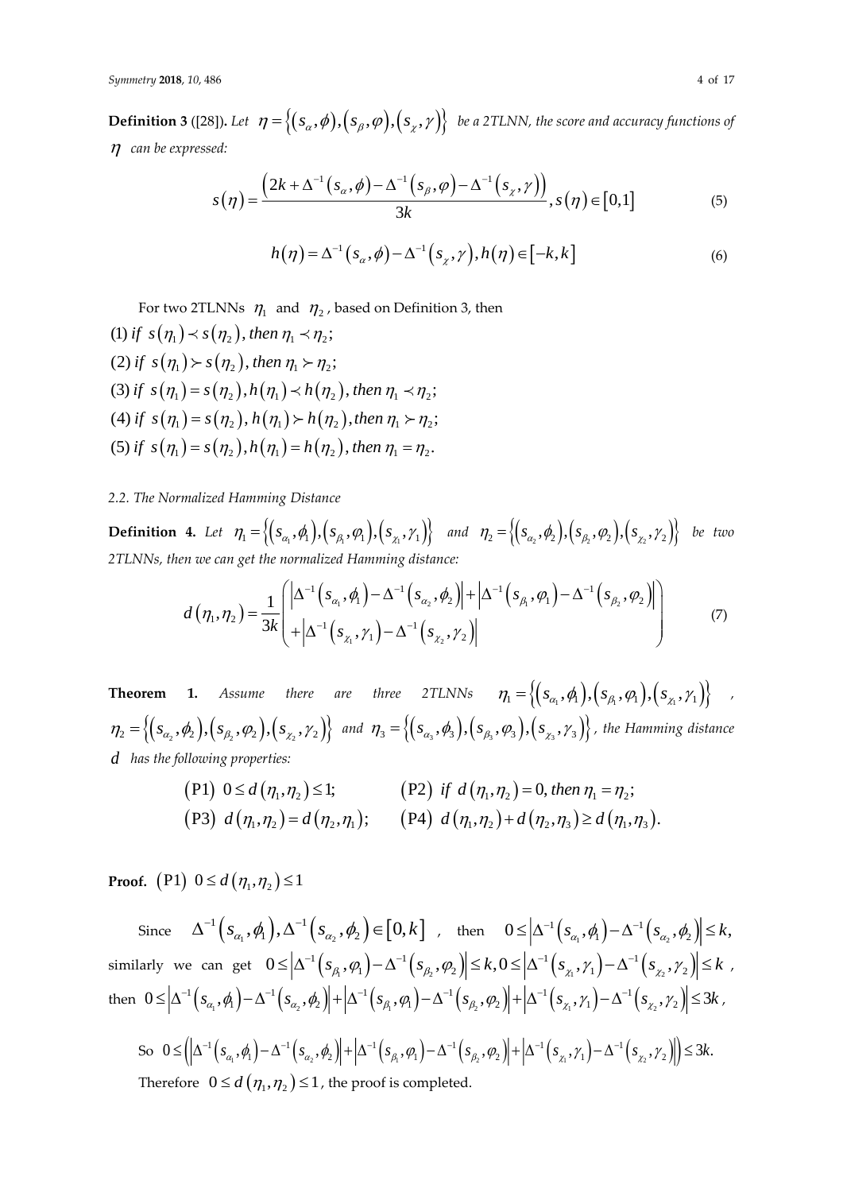**Definition 3** ([28]). *Let* $\eta = \{(s_\alpha, \phi), (s_\beta, \varphi), (s_\chi, \gamma)\}$ *be a 2TLNN, the score and accuracy functions of* $\eta$ *can be expressed:*

$$s(\eta) = \frac{\left(2k + \Delta^{-1}(s_\alpha, \phi) - \Delta^{-1}(s_\beta, \varphi) - \Delta^{-1}(s_\chi, \gamma)\right)}{3k}, s(\eta) \in [0,1] \tag{5}$$

$$h(\eta) = \Delta^{-1}(s_\alpha, \phi) - \Delta^{-1}(s_\chi, \gamma), h(\eta) \in [-k, k] \tag{6}$$

For two 2TLNNs $\eta_1$ and $\eta_2$, based on Definition 3, then

(1) *if* $s(\eta_1) \prec s(\eta_2)$, *then* $\eta_1 \prec \eta_2$;
(2) *if* $s(\eta_1) \succ s(\eta_2)$, *then* $\eta_1 \succ \eta_2$;
(3) *if* $s(\eta_1) = s(\eta_2), h(\eta_1) \prec h(\eta_2)$, *then* $\eta_1 \prec \eta_2$;
(4) *if* $s(\eta_1) = s(\eta_2), h(\eta_1) \succ h(\eta_2)$, *then* $\eta_1 \succ \eta_2$;
(5) *if* $s(\eta_1) = s(\eta_2), h(\eta_1) = h(\eta_2)$, *then* $\eta_1 = \eta_2$.

### 2.2. The Normalized Hamming Distance

**Definition 4.** *Let* $\eta_1 = \{(s_{\alpha_1}, \phi_1), (s_{\beta_1}, \varphi_1), (s_{\chi_1}, \gamma_1)\}$ *and* $\eta_2 = \{(s_{\alpha_2}, \phi_2), (s_{\beta_2}, \varphi_2), (s_{\chi_2}, \gamma_2)\}$ *be two 2TLNNs, then we can get the normalized Hamming distance:*

$$d(\eta_1, \eta_2) = \frac{1}{3k}\begin{pmatrix} \left|\Delta^{-1}(s_{\alpha_1}, \phi_1) - \Delta^{-1}(s_{\alpha_2}, \phi_2)\right| + \left|\Delta^{-1}(s_{\beta_1}, \varphi_1) - \Delta^{-1}(s_{\beta_2}, \varphi_2)\right| \\ + \left|\Delta^{-1}(s_{\chi_1}, \gamma_1) - \Delta^{-1}(s_{\chi_2}, \gamma_2)\right| \end{pmatrix} \tag{7}$$

**Theorem 1.** *Assume there are three 2TLNNs* $\eta_1 = \{(s_{\alpha_1}, \phi_1), (s_{\beta_1}, \varphi_1), (s_{\chi_1}, \gamma_1)\}$, $\eta_2 = \{(s_{\alpha_2}, \phi_2), (s_{\beta_2}, \varphi_2), (s_{\chi_2}, \gamma_2)\}$ *and* $\eta_3 = \{(s_{\alpha_3}, \phi_3), (s_{\beta_3}, \varphi_3), (s_{\chi_3}, \gamma_3)\}$, *the Hamming distance* $d$ *has the following properties:*

$$(\text{P1})\ 0 \le d(\eta_1, \eta_2) \le 1; \qquad (\text{P2})\ \text{if } d(\eta_1, \eta_2) = 0, \text{then } \eta_1 = \eta_2;$$
$$(\text{P3})\ d(\eta_1, \eta_2) = d(\eta_2, \eta_1); \qquad (\text{P4})\ d(\eta_1, \eta_2) + d(\eta_2, \eta_3) \ge d(\eta_1, \eta_3).$$

**Proof.** $(\text{P1})\ 0 \le d(\eta_1, \eta_2) \le 1$

Since $\Delta^{-1}(s_{\alpha_1}, \phi_1), \Delta^{-1}(s_{\alpha_2}, \phi_2) \in [0, k]$, then $0 \le \left|\Delta^{-1}(s_{\alpha_1}, \phi_1) - \Delta^{-1}(s_{\alpha_2}, \phi_2)\right| \le k$, similarly we can get $0 \le \left|\Delta^{-1}(s_{\beta_1}, \varphi_1) - \Delta^{-1}(s_{\beta_2}, \varphi_2)\right| \le k, 0 \le \left|\Delta^{-1}(s_{\chi_1}, \gamma_1) - \Delta^{-1}(s_{\chi_2}, \gamma_2)\right| \le k$, then $0 \le \left|\Delta^{-1}(s_{\alpha_1}, \phi_1) - \Delta^{-1}(s_{\alpha_2}, \phi_2)\right| + \left|\Delta^{-1}(s_{\beta_1}, \varphi_1) - \Delta^{-1}(s_{\beta_2}, \varphi_2)\right| + \left|\Delta^{-1}(s_{\chi_1}, \gamma_1) - \Delta^{-1}(s_{\chi_2}, \gamma_2)\right| \le 3k$,

So $0 \le \left(\left|\Delta^{-1}(s_{\alpha_1}, \phi_1) - \Delta^{-1}(s_{\alpha_2}, \phi_2)\right| + \left|\Delta^{-1}(s_{\beta_1}, \varphi_1) - \Delta^{-1}(s_{\beta_2}, \varphi_2)\right| + \left|\Delta^{-1}(s_{\chi_1}, \gamma_1) - \Delta^{-1}(s_{\chi_2}, \gamma_2)\right|\right) \le 3k.$

Therefore $0 \le d(\eta_1, \eta_2) \le 1$, the proof is completed.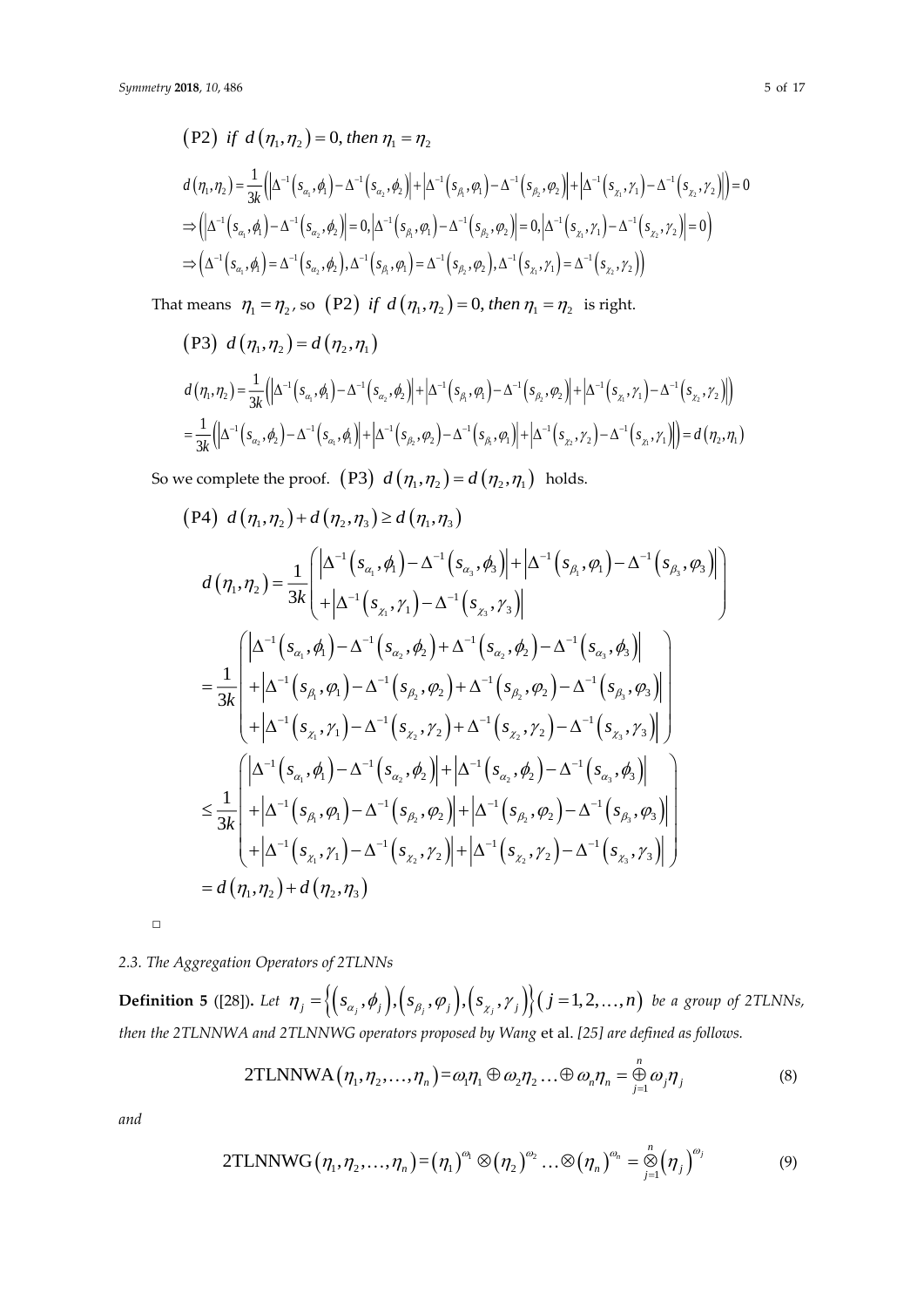$$(\text{P2})\ \ if\ \ d(\eta_1,\eta_2)=0,\ then\ \eta_1=\eta_2$$

$$d(\eta_1,\eta_2)=\frac{1}{3k}\left(\left|\Delta^{-1}(s_{\alpha_1},\phi_1)-\Delta^{-1}(s_{\alpha_2},\phi_2)\right|+\left|\Delta^{-1}(s_{\beta_1},\varphi_1)-\Delta^{-1}(s_{\beta_2},\varphi_2)\right|+\left|\Delta^{-1}(s_{\chi_1},\gamma_1)-\Delta^{-1}(s_{\chi_2},\gamma_2)\right|\right)=0$$

$$\Rightarrow\left(\left|\Delta^{-1}(s_{\alpha_1},\phi_1)-\Delta^{-1}(s_{\alpha_2},\phi_2)\right|=0,\left|\Delta^{-1}(s_{\beta_1},\varphi_1)-\Delta^{-1}(s_{\beta_2},\varphi_2)\right|=0,\left|\Delta^{-1}(s_{\chi_1},\gamma_1)-\Delta^{-1}(s_{\chi_2},\gamma_2)\right|=0\right)$$

$$\Rightarrow\left(\Delta^{-1}(s_{\alpha_1},\phi_1)=\Delta^{-1}(s_{\alpha_2},\phi_2),\Delta^{-1}(s_{\beta_1},\varphi_1)=\Delta^{-1}(s_{\beta_2},\varphi_2),\Delta^{-1}(s_{\chi_1},\gamma_1)=\Delta^{-1}(s_{\chi_2},\gamma_2)\right)$$

That means $\eta_1=\eta_2$, so $(\text{P2})\ \ if\ \ d(\eta_1,\eta_2)=0,\ then\ \eta_1=\eta_2$ is right.

$$(\text{P3})\ \ d(\eta_1,\eta_2)=d(\eta_2,\eta_1)$$

$$d(\eta_1,\eta_2)=\frac{1}{3k}\left(\left|\Delta^{-1}(s_{\alpha_1},\phi_1)-\Delta^{-1}(s_{\alpha_2},\phi_2)\right|+\left|\Delta^{-1}(s_{\beta_1},\varphi_1)-\Delta^{-1}(s_{\beta_2},\varphi_2)\right|+\left|\Delta^{-1}(s_{\chi_1},\gamma_1)-\Delta^{-1}(s_{\chi_2},\gamma_2)\right|\right)$$

$$=\frac{1}{3k}\left(\left|\Delta^{-1}(s_{\alpha_2},\phi_2)-\Delta^{-1}(s_{\alpha_1},\phi_1)\right|+\left|\Delta^{-1}(s_{\beta_2},\varphi_2)-\Delta^{-1}(s_{\beta_1},\varphi_1)\right|+\left|\Delta^{-1}(s_{\chi_2},\gamma_2)-\Delta^{-1}(s_{\chi_1},\gamma_1)\right|\right)=d(\eta_2,\eta_1)$$

So we complete the proof. $(\text{P3})\ \ d(\eta_1,\eta_2)=d(\eta_2,\eta_1)$ holds.

$$(\text{P4})\ \ d(\eta_1,\eta_2)+d(\eta_2,\eta_3)\geq d(\eta_1,\eta_3)$$

$$d(\eta_1,\eta_2)=\frac{1}{3k}\begin{pmatrix}\left|\Delta^{-1}(s_{\alpha_1},\phi_1)-\Delta^{-1}(s_{\alpha_3},\phi_3)\right|+\left|\Delta^{-1}(s_{\beta_1},\varphi_1)-\Delta^{-1}(s_{\beta_3},\varphi_3)\right|\\+\left|\Delta^{-1}(s_{\chi_1},\gamma_1)-\Delta^{-1}(s_{\chi_3},\gamma_3)\right|\end{pmatrix}$$

$$=\frac{1}{3k}\begin{pmatrix}\left|\Delta^{-1}(s_{\alpha_1},\phi_1)-\Delta^{-1}(s_{\alpha_2},\phi_2)+\Delta^{-1}(s_{\alpha_2},\phi_2)-\Delta^{-1}(s_{\alpha_3},\phi_3)\right|\\+\left|\Delta^{-1}(s_{\beta_1},\varphi_1)-\Delta^{-1}(s_{\beta_2},\varphi_2)+\Delta^{-1}(s_{\beta_2},\varphi_2)-\Delta^{-1}(s_{\beta_3},\varphi_3)\right|\\+\left|\Delta^{-1}(s_{\chi_1},\gamma_1)-\Delta^{-1}(s_{\chi_2},\gamma_2)+\Delta^{-1}(s_{\chi_2},\gamma_2)-\Delta^{-1}(s_{\chi_3},\gamma_3)\right|\end{pmatrix}$$

$$\leq\frac{1}{3k}\begin{pmatrix}\left|\Delta^{-1}(s_{\alpha_1},\phi_1)-\Delta^{-1}(s_{\alpha_2},\phi_2)\right|+\left|\Delta^{-1}(s_{\alpha_2},\phi_2)-\Delta^{-1}(s_{\alpha_3},\phi_3)\right|\\+\left|\Delta^{-1}(s_{\beta_1},\varphi_1)-\Delta^{-1}(s_{\beta_2},\varphi_2)\right|+\left|\Delta^{-1}(s_{\beta_2},\varphi_2)-\Delta^{-1}(s_{\beta_3},\varphi_3)\right|\\+\left|\Delta^{-1}(s_{\chi_1},\gamma_1)-\Delta^{-1}(s_{\chi_2},\gamma_2)\right|+\left|\Delta^{-1}(s_{\chi_2},\gamma_2)-\Delta^{-1}(s_{\chi_3},\gamma_3)\right|\end{pmatrix}$$

$$=d(\eta_1,\eta_2)+d(\eta_2,\eta_3)$$

□

### 2.3. The Aggregation Operators of 2TLNNs

**Definition 5** ([28]). *Let* $\eta_j=\left\{(s_{\alpha_j},\phi_j),(s_{\beta_j},\varphi_j),(s_{\chi_j},\gamma_j)\right\}(j=1,2,\ldots,n)$ *be a group of 2TLNNs, then the 2TLNNWA and 2TLNNWG operators proposed by Wang* et al. *[25] are defined as follows.*

$$\text{2TLNNWA}(\eta_1,\eta_2,\ldots,\eta_n)=\omega_1\eta_1\oplus\omega_2\eta_2\ldots\oplus\omega_n\eta_n=\overset{n}{\underset{j=1}{\oplus}}\omega_j\eta_j \tag{8}$$

*and*

$$\text{2TLNNWG}(\eta_1,\eta_2,\ldots,\eta_n)=(\eta_1)^{\omega_1}\otimes(\eta_2)^{\omega_2}\ldots\otimes(\eta_n)^{\omega_n}=\overset{n}{\underset{j=1}{\otimes}}(\eta_j)^{\omega_j} \tag{9}$$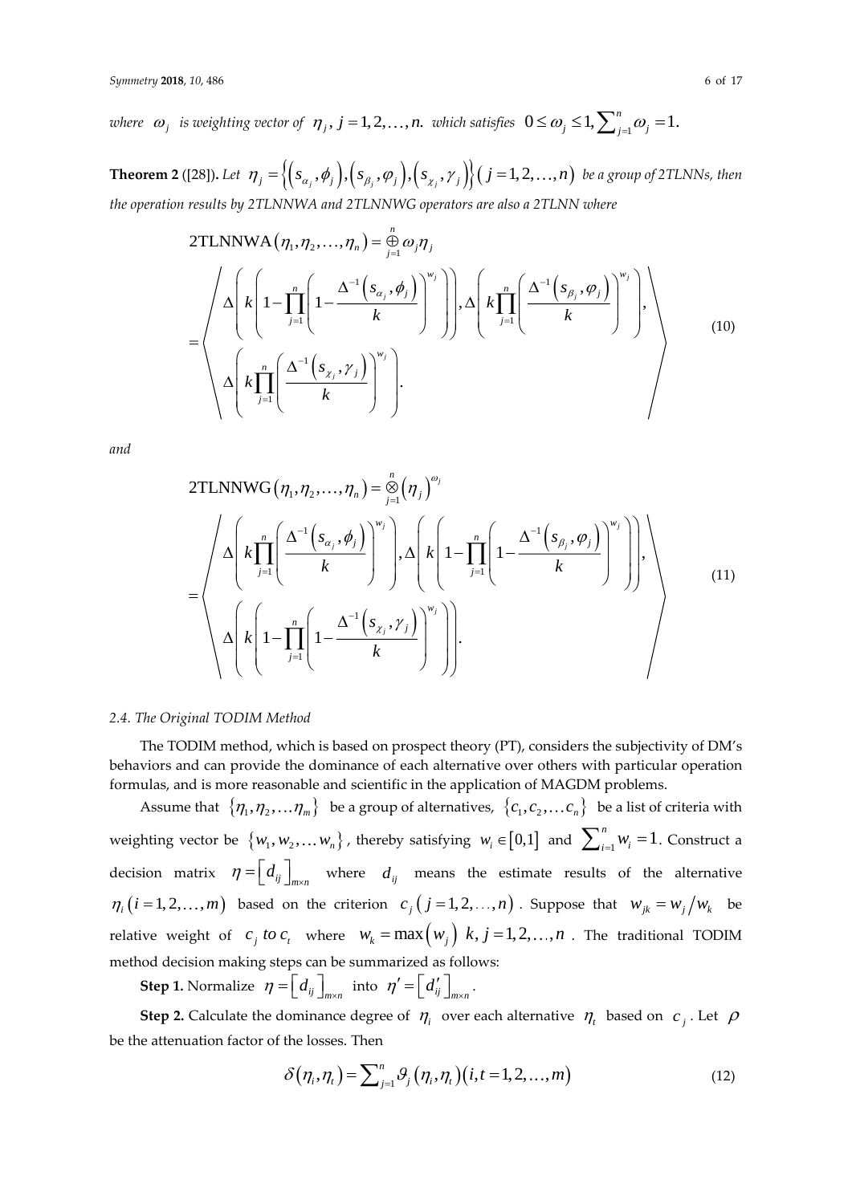*where* $\omega_j$ *is weighting vector of* $\eta_j$, $j = 1, 2, \ldots, n.$ *which satisfies* $0 \le \omega_j \le 1, \sum_{j=1}^{n} \omega_j = 1.$

**Theorem 2** ([28]). *Let* $\eta_j = \left\{ \left(s_{\alpha_j}, \phi_j\right), \left(s_{\beta_j}, \varphi_j\right), \left(s_{\chi_j}, \gamma_j\right) \right\} (j = 1, 2, \ldots, n)$ *be a group of 2TLNNs, then the operation results by 2TLNNWA and 2TLNNWG operators are also a 2TLNN where*

$$
\begin{aligned}
&\text{2TLNNWA}(\eta_1, \eta_2, \ldots, \eta_n) = \mathop{\oplus}_{j=1}^{n} \omega_j \eta_j \\
&= \left\langle \begin{array}{l} \Delta\left( k\left( 1 - \prod_{j=1}^{n} \left( 1 - \dfrac{\Delta^{-1}\left(s_{\alpha_j}, \phi_j\right)}{k} \right)^{w_j} \right) \right), \Delta\left( k \prod_{j=1}^{n} \left( \dfrac{\Delta^{-1}\left(s_{\beta_j}, \varphi_j\right)}{k} \right)^{w_j} \right), \\ \Delta\left( k \prod_{j=1}^{n} \left( \dfrac{\Delta^{-1}\left(s_{\chi_j}, \gamma_j\right)}{k} \right)^{w_j} \right). \end{array} \right\rangle
\end{aligned}
\tag{10}
$$

*and*

$$
\begin{aligned}
&\text{2TLNNWG}(\eta_1, \eta_2, \ldots, \eta_n) = \mathop{\otimes}_{j=1}^{n} \left(\eta_j\right)^{\omega_j} \\
&= \left\langle \begin{array}{l} \Delta\left( k \prod_{j=1}^{n} \left( \dfrac{\Delta^{-1}\left(s_{\alpha_j}, \phi_j\right)}{k} \right)^{w_j} \right), \Delta\left( k\left( 1 - \prod_{j=1}^{n} \left( 1 - \dfrac{\Delta^{-1}\left(s_{\beta_j}, \varphi_j\right)}{k} \right)^{w_j} \right) \right), \\ \Delta\left( k\left( 1 - \prod_{j=1}^{n} \left( 1 - \dfrac{\Delta^{-1}\left(s_{\chi_j}, \gamma_j\right)}{k} \right)^{w_j} \right) \right). \end{array} \right\rangle
\end{aligned}
\tag{11}
$$

### *2.4. The Original TODIM Method*

The TODIM method, which is based on prospect theory (PT), considers the subjectivity of DM's behaviors and can provide the dominance of each alternative over others with particular operation formulas, and is more reasonable and scientific in the application of MAGDM problems.

Assume that $\{\eta_1, \eta_2, \ldots \eta_m\}$ be a group of alternatives, $\{c_1, c_2, \ldots c_n\}$ be a list of criteria with weighting vector be $\{w_1, w_2, \ldots w_n\}$, thereby satisfying $w_i \in [0,1]$ and $\sum_{i=1}^{n} w_i = 1$. Construct a decision matrix $\eta = \left[d_{ij}\right]_{m \times n}$ where $d_{ij}$ means the estimate results of the alternative $\eta_i\,(i = 1, 2, \ldots, m)$ based on the criterion $c_j\,(j = 1, 2, \ldots, n)$. Suppose that $w_{jk} = w_j / w_k$ be relative weight of $c_j$ *to* $c_t$ where $w_k = \max(w_j)$ $k, j = 1, 2, \ldots, n$. The traditional TODIM method decision making steps can be summarized as follows:

**Step 1.** Normalize $\eta = \left[d_{ij}\right]_{m \times n}$ into $\eta' = \left[d'_{ij}\right]_{m \times n}$.

**Step 2.** Calculate the dominance degree of $\eta_i$ over each alternative $\eta_t$ based on $c_j$. Let $\rho$ be the attenuation factor of the losses. Then

$$
\delta(\eta_i, \eta_t) = \sum_{j=1}^{n} \vartheta_j (\eta_i, \eta_t) (i, t = 1, 2, \ldots, m) \tag{12}
$$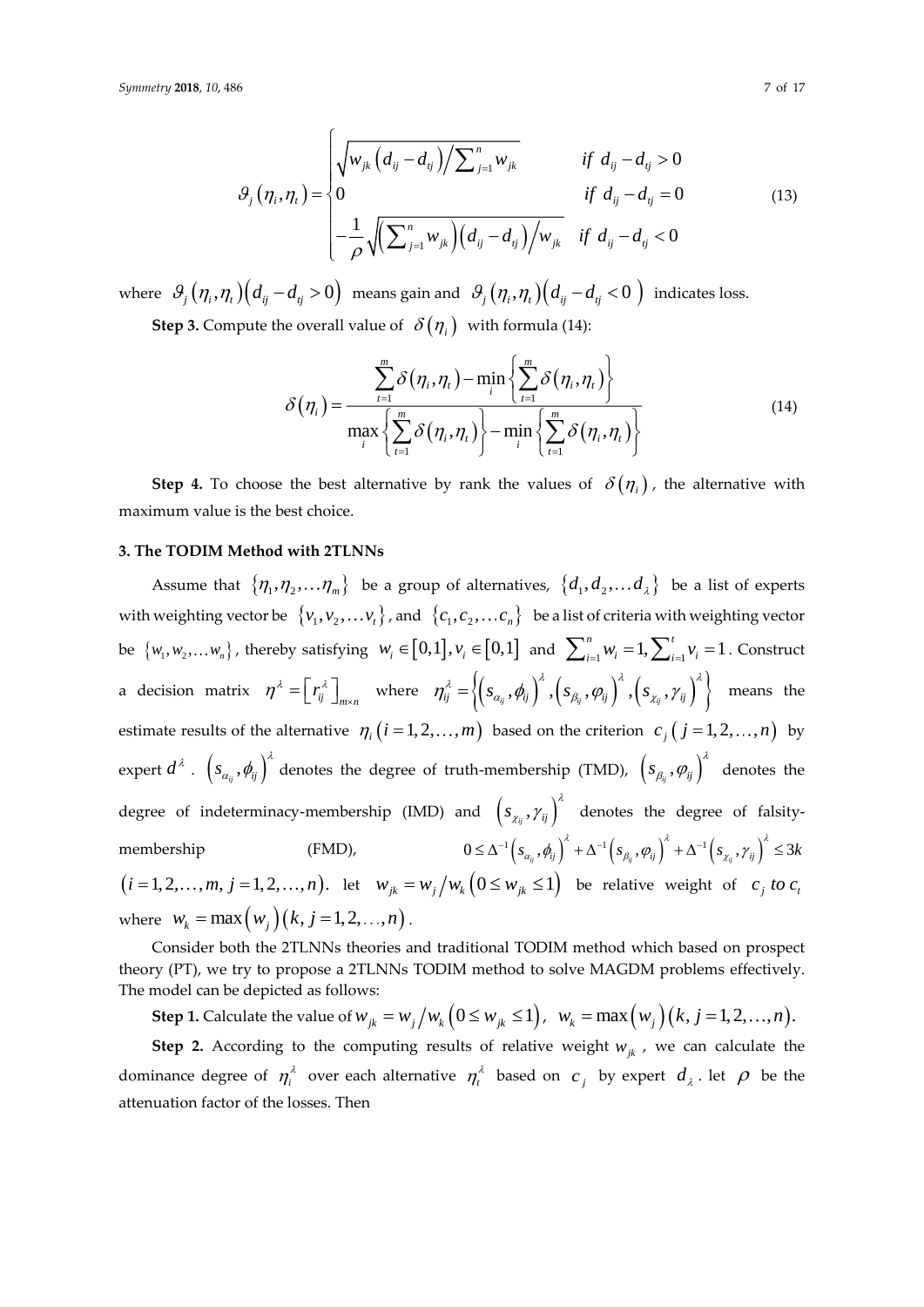$$\vartheta_j(\eta_i,\eta_t)=\begin{cases}\sqrt{w_{jk}\left(d_{ij}-d_{tj}\right)\Big/\sum_{j=1}^{n}w_{jk}} & if\ d_{ij}-d_{tj}>0\\ 0 & if\ d_{ij}-d_{tj}=0\\ -\dfrac{1}{\rho}\sqrt{\left(\sum_{j=1}^{n}w_{jk}\right)\left(d_{ij}-d_{tj}\right)\Big/w_{jk}} & if\ d_{ij}-d_{tj}<0\end{cases}\tag{13}$$

where $\vartheta_j(\eta_i,\eta_t)\left(d_{ij}-d_{tj}>0\right)$ means gain and $\vartheta_j(\eta_i,\eta_t)\left(d_{ij}-d_{tj}<0\right)$ indicates loss.

**Step 3.** Compute the overall value of $\delta(\eta_i)$ with formula (14):

$$\delta(\eta_i)=\frac{\sum_{t=1}^{m}\delta(\eta_i,\eta_t)-\min_i\left\{\sum_{t=1}^{m}\delta(\eta_i,\eta_t)\right\}}{\max_i\left\{\sum_{t=1}^{m}\delta(\eta_i,\eta_t)\right\}-\min_i\left\{\sum_{t=1}^{m}\delta(\eta_i,\eta_t)\right\}}\tag{14}$$

**Step 4.** To choose the best alternative by rank the values of $\delta(\eta_i)$, the alternative with maximum value is the best choice.

## 3. The TODIM Method with 2TLNNs

Assume that $\{\eta_1,\eta_2,\ldots\eta_m\}$ be a group of alternatives, $\{d_1,d_2,\ldots d_\lambda\}$ be a list of experts with weighting vector be $\{v_1,v_2,\ldots v_t\}$, and $\{c_1,c_2,\ldots c_n\}$ be a list of criteria with weighting vector be $\{w_1,w_2,\ldots w_n\}$, thereby satisfying $w_i\in[0,1], v_i\in[0,1]$ and $\sum_{i=1}^{n}w_i=1,\sum_{i=1}^{t}v_i=1$. Construct a decision matrix $\eta^\lambda=\left[r_{ij}^\lambda\right]_{m\times n}$ where $\eta_{ij}^\lambda=\left\{\left(s_{\alpha_{ij}},\phi_{ij}\right)^\lambda,\left(s_{\beta_{ij}},\varphi_{ij}\right)^\lambda,\left(s_{\chi_{ij}},\gamma_{ij}\right)^\lambda\right\}$ means the estimate results of the alternative $\eta_i\left(i=1,2,\ldots,m\right)$ based on the criterion $c_j\left(j=1,2,\ldots,n\right)$ by expert $d^\lambda$. $\left(s_{\alpha_{ij}},\phi_{ij}\right)^\lambda$ denotes the degree of truth-membership (TMD), $\left(s_{\beta_{ij}},\varphi_{ij}\right)^\lambda$ denotes the degree of indeterminacy-membership (IMD) and $\left(s_{\chi_{ij}},\gamma_{ij}\right)^\lambda$ denotes the degree of falsity-membership (FMD), $0\le\Delta^{-1}\left(s_{\alpha_{ij}},\phi_{ij}\right)^\lambda+\Delta^{-1}\left(s_{\beta_{ij}},\varphi_{ij}\right)^\lambda+\Delta^{-1}\left(s_{\chi_{ij}},\gamma_{ij}\right)^\lambda\le 3k$ $\left(i=1,2,\ldots,m,\ j=1,2,\ldots,n\right)$. let $w_{jk}=w_j/w_k\left(0\le w_{jk}\le 1\right)$ be relative weight of $c_j$ *to* $c_t$ where $w_k=\max\left(w_j\right)\left(k,j=1,2,\ldots,n\right)$.

Consider both the 2TLNNs theories and traditional TODIM method which based on prospect theory (PT), we try to propose a 2TLNNs TODIM method to solve MAGDM problems effectively. The model can be depicted as follows:

**Step 1.** Calculate the value of $w_{jk}=w_j/w_k\left(0\le w_{jk}\le 1\right)$, $w_k=\max\left(w_j\right)\left(k,j=1,2,\ldots,n\right)$.

**Step 2.** According to the computing results of relative weight $w_{jk}$, we can calculate the dominance degree of $\eta_i^\lambda$ over each alternative $\eta_t^\lambda$ based on $c_j$ by expert $d_\lambda$. let $\rho$ be the attenuation factor of the losses. Then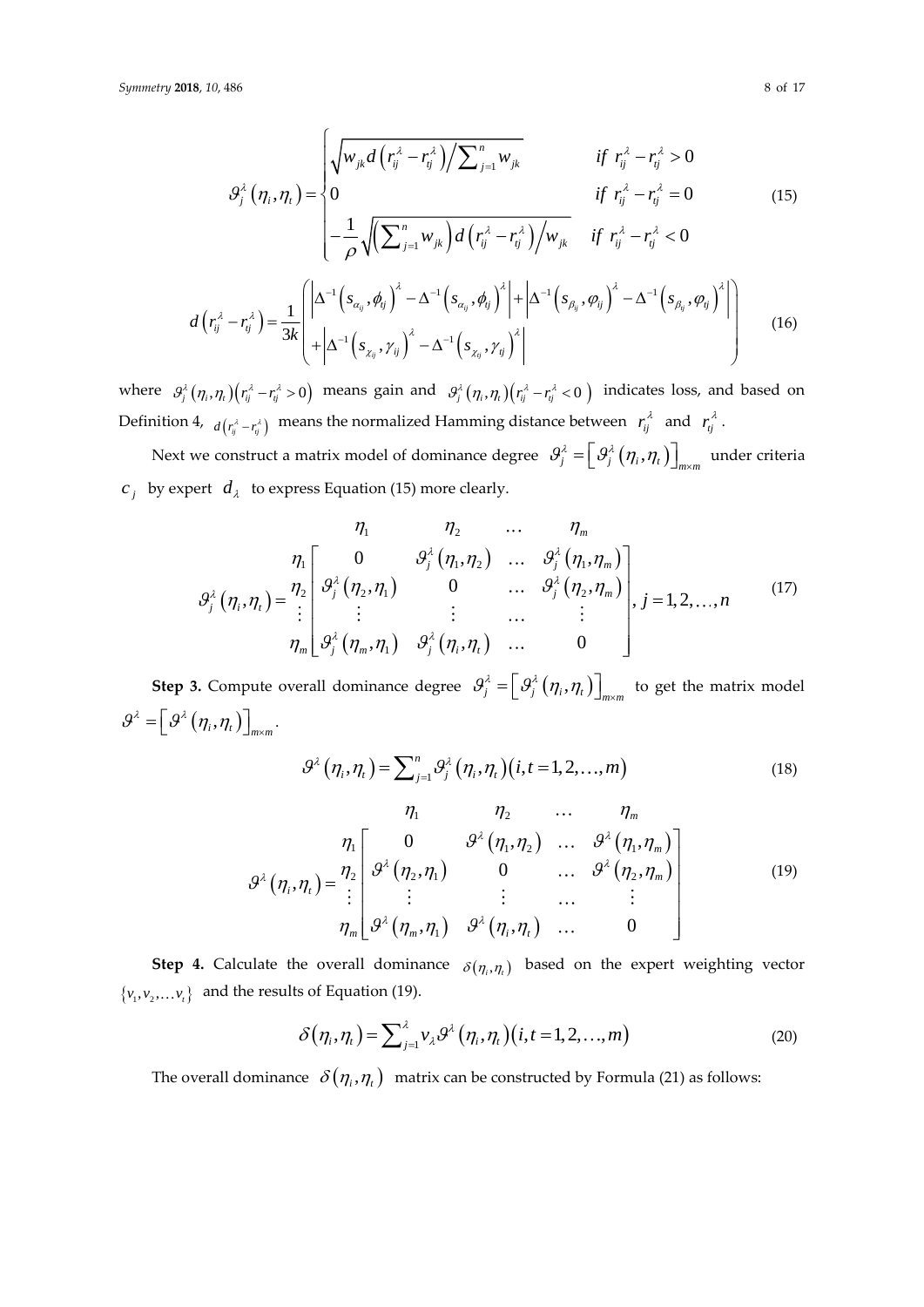$$\vartheta_j^\lambda(\eta_i,\eta_t)=\begin{cases}\sqrt{w_{jk}d\left(r_{ij}^\lambda-r_{tj}^\lambda\right)\Big/\sum_{j=1}^n w_{jk}} & if\ r_{ij}^\lambda-r_{tj}^\lambda>0\\ 0 & if\ r_{ij}^\lambda-r_{tj}^\lambda=0\\ -\dfrac{1}{\rho}\sqrt{\left(\sum_{j=1}^n w_{jk}\right)d\left(r_{ij}^\lambda-r_{tj}^\lambda\right)\Big/w_{jk}} & if\ r_{ij}^\lambda-r_{tj}^\lambda<0\end{cases}\tag{15}$$

$$d\left(r_{ij}^\lambda-r_{tj}^\lambda\right)=\frac{1}{3k}\left(\begin{array}{l}\left|\Delta^{-1}\left(s_{\alpha_{ij}},\phi_{ij}\right)^\lambda-\Delta^{-1}\left(s_{\alpha_{tj}},\phi_{tj}\right)^\lambda\right|+\left|\Delta^{-1}\left(s_{\beta_{ij}},\varphi_{ij}\right)^\lambda-\Delta^{-1}\left(s_{\beta_{tj}},\varphi_{tj}\right)^\lambda\right|\\+\left|\Delta^{-1}\left(s_{\chi_{ij}},\gamma_{ij}\right)^\lambda-\Delta^{-1}\left(s_{\chi_{tj}},\gamma_{tj}\right)^\lambda\right|\end{array}\right)\tag{16}$$

where $\vartheta_j^\lambda(\eta_i,\eta_t)\left(r_{ij}^\lambda-r_{tj}^\lambda>0\right)$ means gain and $\vartheta_j^\lambda(\eta_i,\eta_t)\left(r_{ij}^\lambda-r_{tj}^\lambda<0\right)$ indicates loss, and based on Definition 4, $d\left(r_{ij}^\lambda-r_{tj}^\lambda\right)$ means the normalized Hamming distance between $r_{ij}^\lambda$ and $r_{tj}^\lambda$.

Next we construct a matrix model of dominance degree $\vartheta_j^\lambda=\left[\vartheta_j^\lambda(\eta_i,\eta_t)\right]_{m\times m}$ under criteria $c_j$ by expert $d_\lambda$ to express Equation (15) more clearly.

$$\vartheta_j^\lambda(\eta_i,\eta_t)=\begin{array}{c}\\ \eta_1\\ \eta_2\\ \vdots\\ \eta_m\end{array}\begin{array}{c}\begin{array}{cccc}\eta_1 & \eta_2 & \ldots & \eta_m\end{array}\\ \left[\begin{array}{cccc}0 & \vartheta_j^\lambda(\eta_1,\eta_2) & \ldots & \vartheta_j^\lambda(\eta_1,\eta_m)\\ \vartheta_j^\lambda(\eta_2,\eta_1) & 0 & \ldots & \vartheta_j^\lambda(\eta_2,\eta_m)\\ \vdots & \vdots & \ldots & \vdots\\ \vartheta_j^\lambda(\eta_m,\eta_1) & \vartheta_j^\lambda(\eta_i,\eta_t) & \ldots & 0\end{array}\right]\end{array},\ j=1,2,\ldots,n\tag{17}$$

**Step 3.** Compute overall dominance degree $\vartheta_j^\lambda=\left[\vartheta_j^\lambda(\eta_i,\eta_t)\right]_{m\times m}$ to get the matrix model $\vartheta^\lambda=\left[\vartheta^\lambda(\eta_i,\eta_t)\right]_{m\times m}$.

$$\vartheta^\lambda(\eta_i,\eta_t)=\sum_{j=1}^n\vartheta_j^\lambda(\eta_i,\eta_t)(i,t=1,2,\ldots,m)\tag{18}$$

$$\vartheta^\lambda(\eta_i,\eta_t)=\begin{array}{c}\\ \eta_1\\ \eta_2\\ \vdots\\ \eta_m\end{array}\begin{array}{c}\begin{array}{cccc}\eta_1 & \eta_2 & \ldots & \eta_m\end{array}\\ \left[\begin{array}{cccc}0 & \vartheta^\lambda(\eta_1,\eta_2) & \ldots & \vartheta^\lambda(\eta_1,\eta_m)\\ \vartheta^\lambda(\eta_2,\eta_1) & 0 & \ldots & \vartheta^\lambda(\eta_2,\eta_m)\\ \vdots & \vdots & \ldots & \vdots\\ \vartheta^\lambda(\eta_m,\eta_1) & \vartheta^\lambda(\eta_i,\eta_t) & \ldots & 0\end{array}\right]\end{array}\tag{19}$$

**Step 4.** Calculate the overall dominance $\delta(\eta_i,\eta_t)$ based on the expert weighting vector $\{v_1,v_2,\ldots v_t\}$ and the results of Equation (19).

$$\delta(\eta_i,\eta_t)=\sum_{j=1}^\lambda v_\lambda\vartheta^\lambda(\eta_i,\eta_t)(i,t=1,2,\ldots,m)\tag{20}$$

The overall dominance $\delta(\eta_i,\eta_t)$ matrix can be constructed by Formula (21) as follows: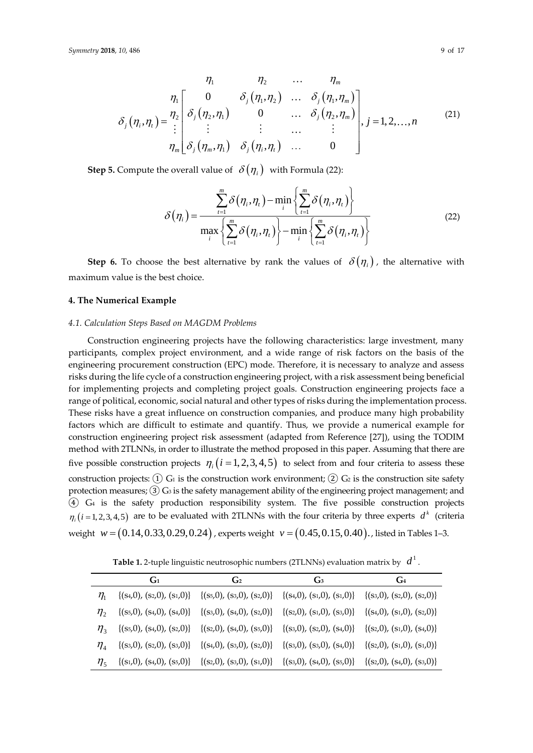$$
\delta_j(\eta_i,\eta_t)=\begin{array}{c} \\ \eta_1 \\ \eta_2 \\ \vdots \\ \eta_m \end{array}\begin{array}{c} \begin{array}{cccc} \eta_1 & \eta_2 & \dots & \eta_m \end{array} \\ \begin{bmatrix} 0 & \delta_j(\eta_1,\eta_2) & \dots & \delta_j(\eta_1,\eta_m) \\ \delta_j(\eta_2,\eta_1) & 0 & \dots & \delta_j(\eta_2,\eta_m) \\ \vdots & \vdots & \dots & \vdots \\ \delta_j(\eta_m,\eta_1) & \delta_j(\eta_i,\eta_t) & \dots & 0 \end{bmatrix} \end{array}, j=1,2,\dots,n \tag{21}
$$

**Step 5.** Compute the overall value of $\delta(\eta_i)$ with Formula (22):

$$
\delta(\eta_i)=\frac{\sum_{t=1}^{m}\delta(\eta_i,\eta_t)-\min_i\left\{\sum_{t=1}^{m}\delta(\eta_i,\eta_t)\right\}}{\max_i\left\{\sum_{t=1}^{m}\delta(\eta_i,\eta_t)\right\}-\min_i\left\{\sum_{t=1}^{m}\delta(\eta_i,\eta_t)\right\}} \tag{22}
$$

**Step 6.** To choose the best alternative by rank the values of $\delta(\eta_i)$, the alternative with maximum value is the best choice.

## 4. The Numerical Example

### *4.1. Calculation Steps Based on MAGDM Problems*

Construction engineering projects have the following characteristics: large investment, many participants, complex project environment, and a wide range of risk factors on the basis of the engineering procurement construction (EPC) mode. Therefore, it is necessary to analyze and assess risks during the life cycle of a construction engineering project, with a risk assessment being beneficial for implementing projects and completing project goals. Construction engineering projects face a range of political, economic, social natural and other types of risks during the implementation process. These risks have a great influence on construction companies, and produce many high probability factors which are difficult to estimate and quantify. Thus, we provide a numerical example for construction engineering project risk assessment (adapted from Reference [27]), using the TODIM method with 2TLNNs, in order to illustrate the method proposed in this paper. Assuming that there are five possible construction projects $\eta_i\,(i=1,2,3,4,5)$ to select from and four criteria to assess these construction projects: ① $G_1$ is the construction work environment; ② $G_2$ is the construction site safety protection measures; ③ $G_3$ is the safety management ability of the engineering project management; and ④ $G_4$ is the safety production responsibility system. The five possible construction projects $\eta_i\,(i=1,2,3,4,5)$ are to be evaluated with 2TLNNs with the four criteria by three experts $d^k$ (criteria weight $w=(0.14,0.33,0.29,0.24)$, experts weight $v=(0.45,0.15,0.40)$., listed in Tables 1–3.

**Table 1.** 2-tuple linguistic neutrosophic numbers (2TLNNs) evaluation matrix by $d^1$.

| | $G_1$ | $G_2$ | $G_3$ | $G_4$ |
|---|---|---|---|---|
| $\eta_1$ | {($s_4$,0), ($s_2$,0), ($s_1$,0)} | {($s_5$,0), ($s_3$,0), ($s_2$,0)} | {($s_4$,0), ($s_1$,0), ($s_1$,0)} | {($s_3$,0), ($s_2$,0), ($s_2$,0)} |
| $\eta_2$ | {($s_5$,0), ($s_4$,0), ($s_4$,0)} | {($s_3$,0), ($s_4$,0), ($s_2$,0)} | {($s_2$,0), ($s_1$,0), ($s_3$,0)} | {($s_4$,0), ($s_1$,0), ($s_2$,0)} |
| $\eta_3$ | {($s_5$,0), ($s_4$,0), ($s_2$,0)} | {($s_2$,0), ($s_4$,0), ($s_5$,0)} | {($s_3$,0), ($s_2$,0), ($s_4$,0)} | {($s_2$,0), ($s_1$,0), ($s_4$,0)} |
| $\eta_4$ | {($s_3$,0), ($s_2$,0), ($s_3$,0)} | {($s_4$,0), ($s_3$,0), ($s_2$,0)} | {($s_3$,0), ($s_3$,0), ($s_4$,0)} | {($s_2$,0), ($s_1$,0), ($s_1$,0)} |
| $\eta_5$ | {($s_1$,0), ($s_4$,0), ($s_5$,0)} | {($s_2$,0), ($s_3$,0), ($s_1$,0)} | {($s_3$,0), ($s_4$,0), ($s_5$,0)} | {($s_2$,0), ($s_4$,0), ($s_3$,0)} |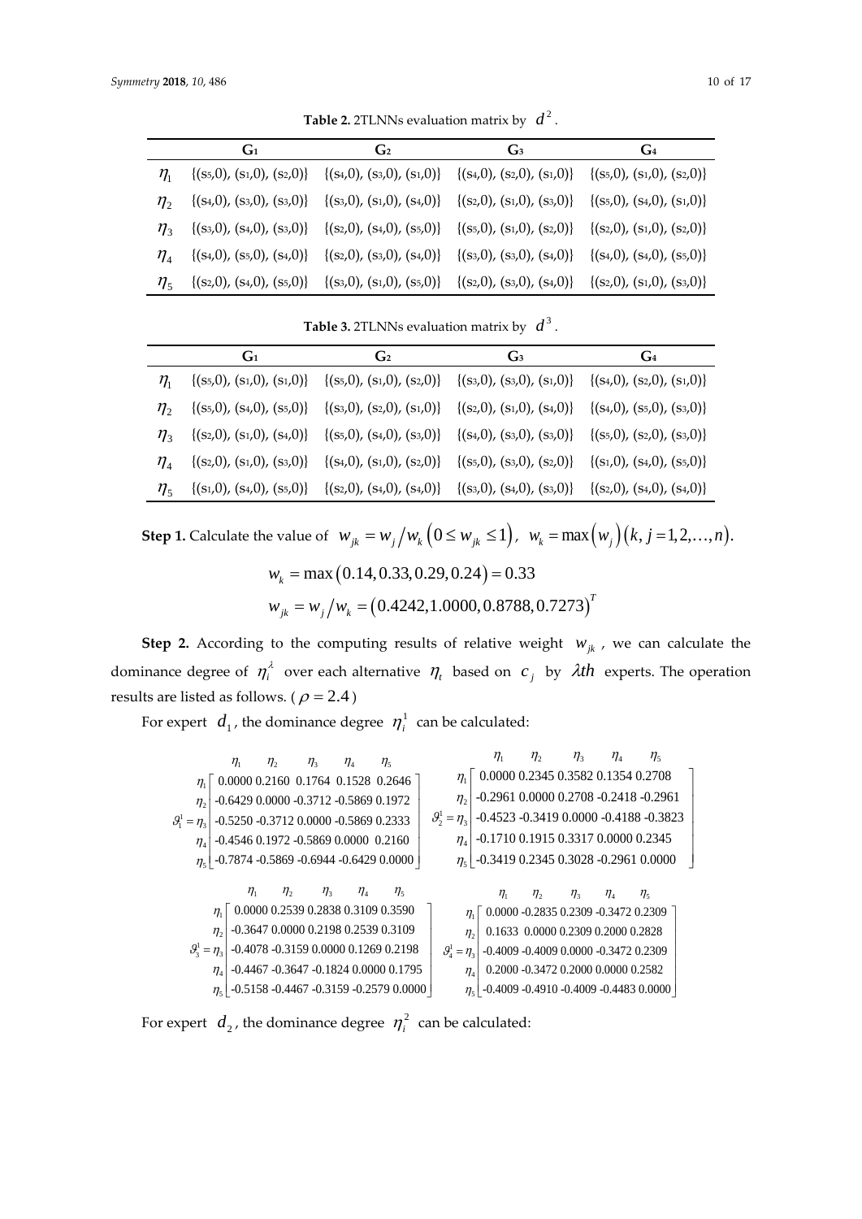**Table 2.** 2TLNNs evaluation matrix by $d^2$.

| | $G_1$ | $G_2$ | $G_3$ | $G_4$ |
|---|---|---|---|---|
| $\eta_1$ | $\{(s_5,0), (s_1,0), (s_2,0)\}$ | $\{(s_4,0), (s_3,0), (s_1,0)\}$ | $\{(s_4,0), (s_2,0), (s_1,0)\}$ | $\{(s_5,0), (s_1,0), (s_2,0)\}$ |
| $\eta_2$ | $\{(s_4,0), (s_3,0), (s_3,0)\}$ | $\{(s_3,0), (s_1,0), (s_4,0)\}$ | $\{(s_2,0), (s_1,0), (s_3,0)\}$ | $\{(s_5,0), (s_4,0), (s_1,0)\}$ |
| $\eta_3$ | $\{(s_3,0), (s_4,0), (s_3,0)\}$ | $\{(s_2,0), (s_4,0), (s_5,0)\}$ | $\{(s_5,0), (s_1,0), (s_2,0)\}$ | $\{(s_2,0), (s_1,0), (s_2,0)\}$ |
| $\eta_4$ | $\{(s_4,0), (s_5,0), (s_4,0)\}$ | $\{(s_2,0), (s_3,0), (s_4,0)\}$ | $\{(s_3,0), (s_3,0), (s_4,0)\}$ | $\{(s_4,0), (s_4,0), (s_5,0)\}$ |
| $\eta_5$ | $\{(s_2,0), (s_4,0), (s_5,0)\}$ | $\{(s_3,0), (s_1,0), (s_5,0)\}$ | $\{(s_2,0), (s_3,0), (s_4,0)\}$ | $\{(s_2,0), (s_1,0), (s_3,0)\}$ |

**Table 3.** 2TLNNs evaluation matrix by $d^3$.

| | $G_1$ | $G_2$ | $G_3$ | $G_4$ |
|---|---|---|---|---|
| $\eta_1$ | $\{(s_5,0), (s_1,0), (s_1,0)\}$ | $\{(s_5,0), (s_1,0), (s_2,0)\}$ | $\{(s_3,0), (s_3,0), (s_1,0)\}$ | $\{(s_4,0), (s_2,0), (s_1,0)\}$ |
| $\eta_2$ | $\{(s_5,0), (s_4,0), (s_5,0)\}$ | $\{(s_3,0), (s_2,0), (s_1,0)\}$ | $\{(s_2,0), (s_1,0), (s_4,0)\}$ | $\{(s_4,0), (s_5,0), (s_3,0)\}$ |
| $\eta_3$ | $\{(s_2,0), (s_1,0), (s_4,0)\}$ | $\{(s_5,0), (s_4,0), (s_3,0)\}$ | $\{(s_4,0), (s_3,0), (s_3,0)\}$ | $\{(s_5,0), (s_2,0), (s_3,0)\}$ |
| $\eta_4$ | $\{(s_2,0), (s_1,0), (s_3,0)\}$ | $\{(s_4,0), (s_1,0), (s_2,0)\}$ | $\{(s_5,0), (s_3,0), (s_2,0)\}$ | $\{(s_1,0), (s_4,0), (s_5,0)\}$ |
| $\eta_5$ | $\{(s_1,0), (s_4,0), (s_5,0)\}$ | $\{(s_2,0), (s_4,0), (s_4,0)\}$ | $\{(s_3,0), (s_4,0), (s_3,0)\}$ | $\{(s_2,0), (s_4,0), (s_4,0)\}$ |

**Step 1.** Calculate the value of $w_{jk} = w_j / w_k \left(0 \le w_{jk} \le 1\right)$, $w_k = \max\left(w_j\right)\left(k, j = 1, 2, \ldots, n\right)$.

$$w_k = \max\left(0.14, 0.33, 0.29, 0.24\right) = 0.33$$

$$w_{jk} = w_j / w_k = \left(0.4242, 1.0000, 0.8788, 0.7273\right)^T$$

**Step 2.** According to the computing results of relative weight $w_{jk}$, we can calculate the dominance degree of $\eta_i^{\lambda}$ over each alternative $\eta_t$ based on $c_j$ by $\lambda th$ experts. The operation results are listed as follows. ($\rho = 2.4$)

For expert $d_1$, the dominance degree $\eta_i^1$ can be calculated:

$$\vartheta_1^1 = \begin{array}{c} \eta_1 \\ \eta_2 \\ \eta_3 \\ \eta_4 \\ \eta_5 \end{array} \overset{\begin{array}{ccccc} \eta_1 & \eta_2 & \eta_3 & \eta_4 & \eta_5 \end{array}}{\begin{bmatrix} 0.0000 & 0.2160 & 0.1764 & 0.1528 & 0.2646 \\ -0.6429 & 0.0000 & -0.3712 & -0.5869 & 0.1972 \\ -0.5250 & -0.3712 & 0.0000 & -0.5869 & 0.2333 \\ -0.4546 & 0.1972 & -0.5869 & 0.0000 & 0.2160 \\ -0.7874 & -0.5869 & -0.6944 & -0.6429 & 0.0000 \end{bmatrix}}$$

$$\vartheta_2^1 = \begin{array}{c} \eta_1 \\ \eta_2 \\ \eta_3 \\ \eta_4 \\ \eta_5 \end{array} \overset{\begin{array}{ccccc} \eta_1 & \eta_2 & \eta_3 & \eta_4 & \eta_5 \end{array}}{\begin{bmatrix} 0.0000 & 0.2345 & 0.3582 & 0.1354 & 0.2708 \\ -0.2961 & 0.0000 & 0.2708 & -0.2418 & -0.2961 \\ -0.4523 & -0.3419 & 0.0000 & -0.4188 & -0.3823 \\ -0.1710 & 0.1915 & 0.3317 & 0.0000 & 0.2345 \\ -0.3419 & 0.2345 & 0.3028 & -0.2961 & 0.0000 \end{bmatrix}}$$

$$\vartheta_3^1 = \begin{array}{c} \eta_1 \\ \eta_2 \\ \eta_3 \\ \eta_4 \\ \eta_5 \end{array} \overset{\begin{array}{ccccc} \eta_1 & \eta_2 & \eta_3 & \eta_4 & \eta_5 \end{array}}{\begin{bmatrix} 0.0000 & 0.2539 & 0.2838 & 0.3109 & 0.3590 \\ -0.3647 & 0.0000 & 0.2198 & 0.2539 & 0.3109 \\ -0.4078 & -0.3159 & 0.0000 & 0.1269 & 0.2198 \\ -0.4467 & -0.3647 & -0.1824 & 0.0000 & 0.1795 \\ -0.5158 & -0.4467 & -0.3159 & -0.2579 & 0.0000 \end{bmatrix}}$$

$$\vartheta_4^1 = \begin{array}{c} \eta_1 \\ \eta_2 \\ \eta_3 \\ \eta_4 \\ \eta_5 \end{array} \overset{\begin{array}{ccccc} \eta_1 & \eta_2 & \eta_3 & \eta_4 & \eta_5 \end{array}}{\begin{bmatrix} 0.0000 & -0.2835 & 0.2309 & -0.3472 & 0.2309 \\ 0.1633 & 0.0000 & 0.2309 & 0.2000 & 0.2828 \\ -0.4009 & -0.4009 & 0.0000 & -0.3472 & 0.2309 \\ 0.2000 & -0.3472 & 0.2000 & 0.0000 & 0.2582 \\ -0.4009 & -0.4910 & -0.4009 & -0.4483 & 0.0000 \end{bmatrix}}$$

For expert $d_2$, the dominance degree $\eta_i^2$ can be calculated: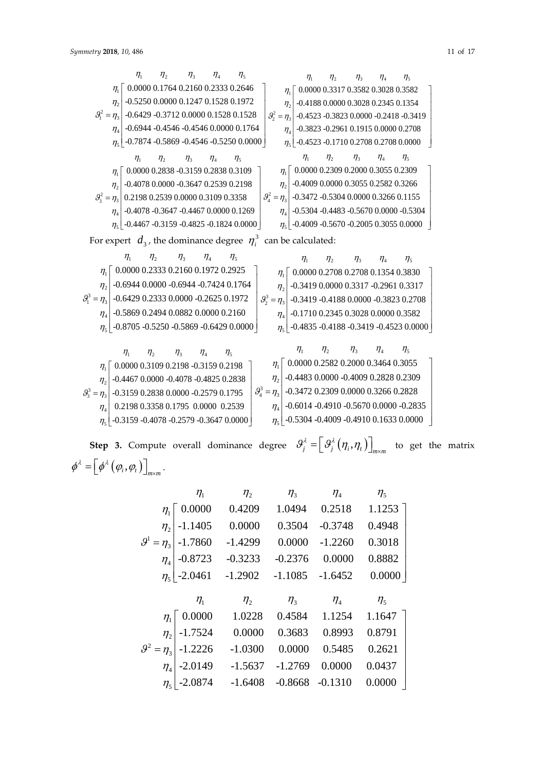$$\vartheta_1^2 = \begin{array}{c} \eta_1 \\ \eta_2 \\ \eta_3 \\ \eta_4 \\ \eta_5 \end{array} \overset{\begin{array}{ccccc} \eta_1 & \eta_2 & \eta_3 & \eta_4 & \eta_5 \end{array}}{\begin{bmatrix} 0.0000 & 0.1764 & 0.2160 & 0.2333 & 0.2646 \\ -0.5250 & 0.0000 & 0.1247 & 0.1528 & 0.1972 \\ -0.6429 & -0.3712 & 0.0000 & 0.1528 & 0.1528 \\ -0.6944 & -0.4546 & -0.4546 & 0.0000 & 0.1764 \\ -0.7874 & -0.5869 & -0.4546 & -0.5250 & 0.0000 \end{bmatrix}}$$

$$\vartheta_2^2 = \begin{array}{c} \eta_1 \\ \eta_2 \\ \eta_3 \\ \eta_4 \\ \eta_5 \end{array} \overset{\begin{array}{ccccc} \eta_1 & \eta_2 & \eta_3 & \eta_4 & \eta_5 \end{array}}{\begin{bmatrix} 0.0000 & 0.3317 & 0.3582 & 0.3028 & 0.3582 \\ -0.4188 & 0.0000 & 0.3028 & 0.2345 & 0.1354 \\ -0.4523 & -0.3823 & 0.0000 & -0.2418 & -0.3419 \\ -0.3823 & -0.2961 & 0.1915 & 0.0000 & 0.2708 \\ -0.4523 & -0.1710 & 0.2708 & 0.2708 & 0.0000 \end{bmatrix}}$$

$$\vartheta_3^2 = \begin{array}{c} \eta_1 \\ \eta_2 \\ \eta_3 \\ \eta_4 \\ \eta_5 \end{array} \overset{\begin{array}{ccccc} \eta_1 & \eta_2 & \eta_3 & \eta_4 & \eta_5 \end{array}}{\begin{bmatrix} 0.0000 & 0.2838 & -0.3159 & 0.2838 & 0.3109 \\ -0.4078 & 0.0000 & -0.3647 & 0.2539 & 0.2198 \\ 0.2198 & 0.2539 & 0.0000 & 0.3109 & 0.3358 \\ -0.4078 & -0.3647 & -0.4467 & 0.0000 & 0.1269 \\ -0.4467 & -0.3159 & -0.4825 & -0.1824 & 0.0000 \end{bmatrix}}$$

$$\vartheta_4^2 = \begin{array}{c} \eta_1 \\ \eta_2 \\ \eta_3 \\ \eta_4 \\ \eta_5 \end{array} \overset{\begin{array}{ccccc} \eta_1 & \eta_2 & \eta_3 & \eta_4 & \eta_5 \end{array}}{\begin{bmatrix} 0.0000 & 0.2309 & 0.2000 & 0.3055 & 0.2309 \\ -0.4009 & 0.0000 & 0.3055 & 0.2582 & 0.3266 \\ -0.3472 & -0.5304 & 0.0000 & 0.3266 & 0.1155 \\ -0.5304 & -0.4483 & -0.5670 & 0.0000 & -0.5304 \\ -0.4009 & -0.5670 & -0.2005 & 0.3055 & 0.0000 \end{bmatrix}}$$

For expert $d_3$, the dominance degree $\eta_i^3$ can be calculated:

$$\vartheta_1^3 = \begin{array}{c} \eta_1 \\ \eta_2 \\ \eta_3 \\ \eta_4 \\ \eta_5 \end{array} \overset{\begin{array}{ccccc} \eta_1 & \eta_2 & \eta_3 & \eta_4 & \eta_5 \end{array}}{\begin{bmatrix} 0.0000 & 0.2333 & 0.2160 & 0.1972 & 0.2925 \\ -0.6944 & 0.0000 & -0.6944 & -0.7424 & 0.1764 \\ -0.6429 & 0.2333 & 0.0000 & -0.2625 & 0.1972 \\ -0.5869 & 0.2494 & 0.0882 & 0.0000 & 0.2160 \\ -0.8705 & -0.5250 & -0.5869 & -0.6429 & 0.0000 \end{bmatrix}}$$

$$\vartheta_2^3 = \begin{array}{c} \eta_1 \\ \eta_2 \\ \eta_3 \\ \eta_4 \\ \eta_5 \end{array} \overset{\begin{array}{ccccc} \eta_1 & \eta_2 & \eta_3 & \eta_4 & \eta_5 \end{array}}{\begin{bmatrix} 0.0000 & 0.2708 & 0.2708 & 0.1354 & 0.3830 \\ -0.3419 & 0.0000 & 0.3317 & -0.2961 & 0.3317 \\ -0.3419 & -0.4188 & 0.0000 & -0.3823 & 0.2708 \\ -0.1710 & 0.2345 & 0.3028 & 0.0000 & 0.3582 \\ -0.4835 & -0.4188 & -0.3419 & -0.4523 & 0.0000 \end{bmatrix}}$$

$$\vartheta_3^3 = \begin{array}{c} \eta_1 \\ \eta_2 \\ \eta_3 \\ \eta_4 \\ \eta_5 \end{array} \overset{\begin{array}{ccccc} \eta_1 & \eta_2 & \eta_3 & \eta_4 & \eta_5 \end{array}}{\begin{bmatrix} 0.0000 & 0.3109 & 0.2198 & -0.3159 & 0.2198 \\ -0.4467 & 0.0000 & -0.4078 & -0.4825 & 0.2838 \\ -0.3159 & 0.2838 & 0.0000 & -0.2579 & 0.1795 \\ 0.2198 & 0.3358 & 0.1795 & 0.0000 & 0.2539 \\ -0.3159 & -0.4078 & -0.2579 & -0.3647 & 0.0000 \end{bmatrix}}$$

$$\vartheta_4^3 = \begin{array}{c} \eta_1 \\ \eta_2 \\ \eta_3 \\ \eta_4 \\ \eta_5 \end{array} \overset{\begin{array}{ccccc} \eta_1 & \eta_2 & \eta_3 & \eta_4 & \eta_5 \end{array}}{\begin{bmatrix} 0.0000 & 0.2582 & 0.2000 & 0.3464 & 0.3055 \\ -0.4483 & 0.0000 & -0.4009 & 0.2828 & 0.2309 \\ -0.3472 & 0.2309 & 0.0000 & 0.3266 & 0.2828 \\ -0.6014 & -0.4910 & -0.5670 & 0.0000 & -0.2835 \\ -0.5304 & -0.4009 & -0.4910 & 0.1633 & 0.0000 \end{bmatrix}}$$

**Step 3.** Compute overall dominance degree $\vartheta_j^\lambda = \left[\vartheta_j^\lambda(\eta_i, \eta_t)\right]_{m\times m}$ to get the matrix $\phi^\lambda = \left[\phi^\lambda(\varphi_i, \varphi_t)\right]_{m\times m}$.

$$\vartheta^1 = \begin{array}{c} \eta_1 \\ \eta_2 \\ \eta_3 \\ \eta_4 \\ \eta_5 \end{array} \overset{\begin{array}{ccccc} \eta_1 & \eta_2 & \eta_3 & \eta_4 & \eta_5 \end{array}}{\begin{bmatrix} 0.0000 & 0.4209 & 1.0494 & 0.2518 & 1.1253 \\ -1.1405 & 0.0000 & 0.3504 & -0.3748 & 0.4948 \\ -1.7860 & -1.4299 & 0.0000 & -1.2260 & 0.3018 \\ -0.8723 & -0.3233 & -0.2376 & 0.0000 & 0.8882 \\ -2.0461 & -1.2902 & -1.1085 & -1.6452 & 0.0000 \end{bmatrix}}$$

$$\vartheta^2 = \begin{array}{c} \eta_1 \\ \eta_2 \\ \eta_3 \\ \eta_4 \\ \eta_5 \end{array} \overset{\begin{array}{ccccc} \eta_1 & \eta_2 & \eta_3 & \eta_4 & \eta_5 \end{array}}{\begin{bmatrix} 0.0000 & 1.0228 & 0.4584 & 1.1254 & 1.1647 \\ -1.7524 & 0.0000 & 0.3683 & 0.8993 & 0.8791 \\ -1.2226 & -1.0300 & 0.0000 & 0.5485 & 0.2621 \\ -2.0149 & -1.5637 & -1.2769 & 0.0000 & 0.0437 \\ -2.0874 & -1.6408 & -0.8668 & -0.1310 & 0.0000 \end{bmatrix}}$$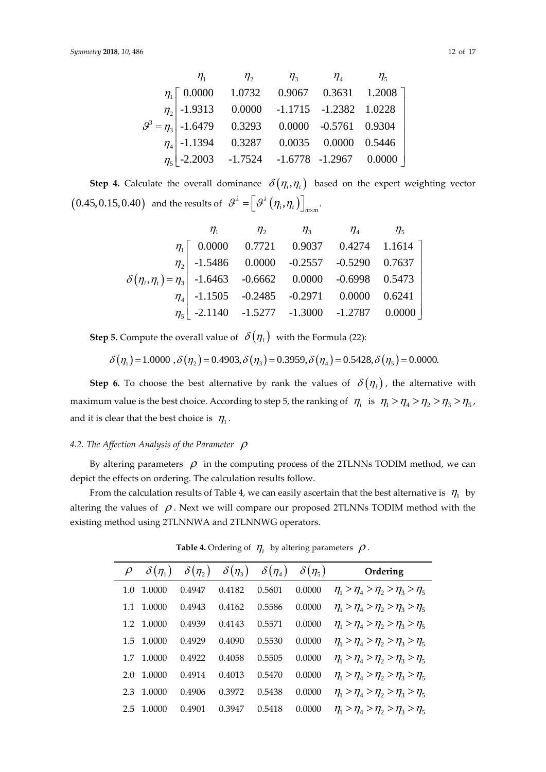$$\vartheta^3 = \begin{array}{c} \\ \eta_1 \\ \eta_2 \\ \eta_3 \\ \eta_4 \\ \eta_5 \end{array} \begin{array}{c} \begin{array}{ccccc} \eta_1 & \eta_2 & \eta_3 & \eta_4 & \eta_5 \end{array} \\ \left[\begin{array}{ccccc} 0.0000 & 1.0732 & 0.9067 & 0.3631 & 1.2008 \\ -1.9313 & 0.0000 & -1.1715 & -1.2382 & 1.0228 \\ -1.6479 & 0.3293 & 0.0000 & -0.5761 & 0.9304 \\ -1.1394 & 0.3287 & 0.0035 & 0.0000 & 0.5446 \\ -2.2003 & -1.7524 & -1.6778 & -1.2967 & 0.0000 \end{array}\right] \end{array}$$

**Step 4.** Calculate the overall dominance $\delta(\eta_i, \eta_t)$ based on the expert weighting vector $(0.45, 0.15, 0.40)$ and the results of $\vartheta^\lambda = \left[\vartheta^\lambda(\eta_i, \eta_t)\right]_{m \times m}$.

$$\delta(\eta_i, \eta_t) = \begin{array}{c} \\ \eta_1 \\ \eta_2 \\ \eta_3 \\ \eta_4 \\ \eta_5 \end{array} \begin{array}{c} \begin{array}{ccccc} \eta_1 & \eta_2 & \eta_3 & \eta_4 & \eta_5 \end{array} \\ \left[\begin{array}{ccccc} 0.0000 & 0.7721 & 0.9037 & 0.4274 & 1.1614 \\ -1.5486 & 0.0000 & -0.2557 & -0.5290 & 0.7637 \\ -1.6463 & -0.6662 & 0.0000 & -0.6998 & 0.5473 \\ -1.1505 & -0.2485 & -0.2971 & 0.0000 & 0.6241 \\ -2.1140 & -1.5277 & -1.3000 & -1.2787 & 0.0000 \end{array}\right] \end{array}$$

**Step 5.** Compute the overall value of $\delta(\eta_i)$ with the Formula (22):

$$\delta(\eta_1) = 1.0000\ , \delta(\eta_2) = 0.4903, \delta(\eta_3) = 0.3959, \delta(\eta_4) = 0.5428, \delta(\eta_5) = 0.0000.$$

**Step 6.** To choose the best alternative by rank the values of $\delta(\eta_i)$, the alternative with maximum value is the best choice. According to step 5, the ranking of $\eta_i$ is $\eta_1 > \eta_4 > \eta_2 > \eta_3 > \eta_5$, and it is clear that the best choice is $\eta_1$.

### 4.2. The Affection Analysis of the Parameter $\rho$

By altering parameters $\rho$ in the computing process of the 2TLNNs TODIM method, we can depict the effects on ordering. The calculation results follow.

From the calculation results of Table 4, we can easily ascertain that the best alternative is $\eta_1$ by altering the values of $\rho$. Next we will compare our proposed 2TLNNs TODIM method with the existing method using 2TLNNWA and 2TLNNWG operators.

**Table 4.** Ordering of $\eta_i$ by altering parameters $\rho$.

| $\rho$ | $\delta(\eta_1)$ | $\delta(\eta_2)$ | $\delta(\eta_3)$ | $\delta(\eta_4)$ | $\delta(\eta_5)$ | Ordering |
|---|---|---|---|---|---|---|
| 1.0 | 1.0000 | 0.4947 | 0.4182 | 0.5601 | 0.0000 | $\eta_1 > \eta_4 > \eta_2 > \eta_3 > \eta_5$ |
| 1.1 | 1.0000 | 0.4943 | 0.4162 | 0.5586 | 0.0000 | $\eta_1 > \eta_4 > \eta_2 > \eta_3 > \eta_5$ |
| 1.2 | 1.0000 | 0.4939 | 0.4143 | 0.5571 | 0.0000 | $\eta_1 > \eta_4 > \eta_2 > \eta_3 > \eta_5$ |
| 1.5 | 1.0000 | 0.4929 | 0.4090 | 0.5530 | 0.0000 | $\eta_1 > \eta_4 > \eta_2 > \eta_3 > \eta_5$ |
| 1.7 | 1.0000 | 0.4922 | 0.4058 | 0.5505 | 0.0000 | $\eta_1 > \eta_4 > \eta_2 > \eta_3 > \eta_5$ |
| 2.0 | 1.0000 | 0.4914 | 0.4013 | 0.5470 | 0.0000 | $\eta_1 > \eta_4 > \eta_2 > \eta_3 > \eta_5$ |
| 2.3 | 1.0000 | 0.4906 | 0.3972 | 0.5438 | 0.0000 | $\eta_1 > \eta_4 > \eta_2 > \eta_3 > \eta_5$ |
| 2.5 | 1.0000 | 0.4901 | 0.3947 | 0.5418 | 0.0000 | $\eta_1 > \eta_4 > \eta_2 > \eta_3 > \eta_5$ |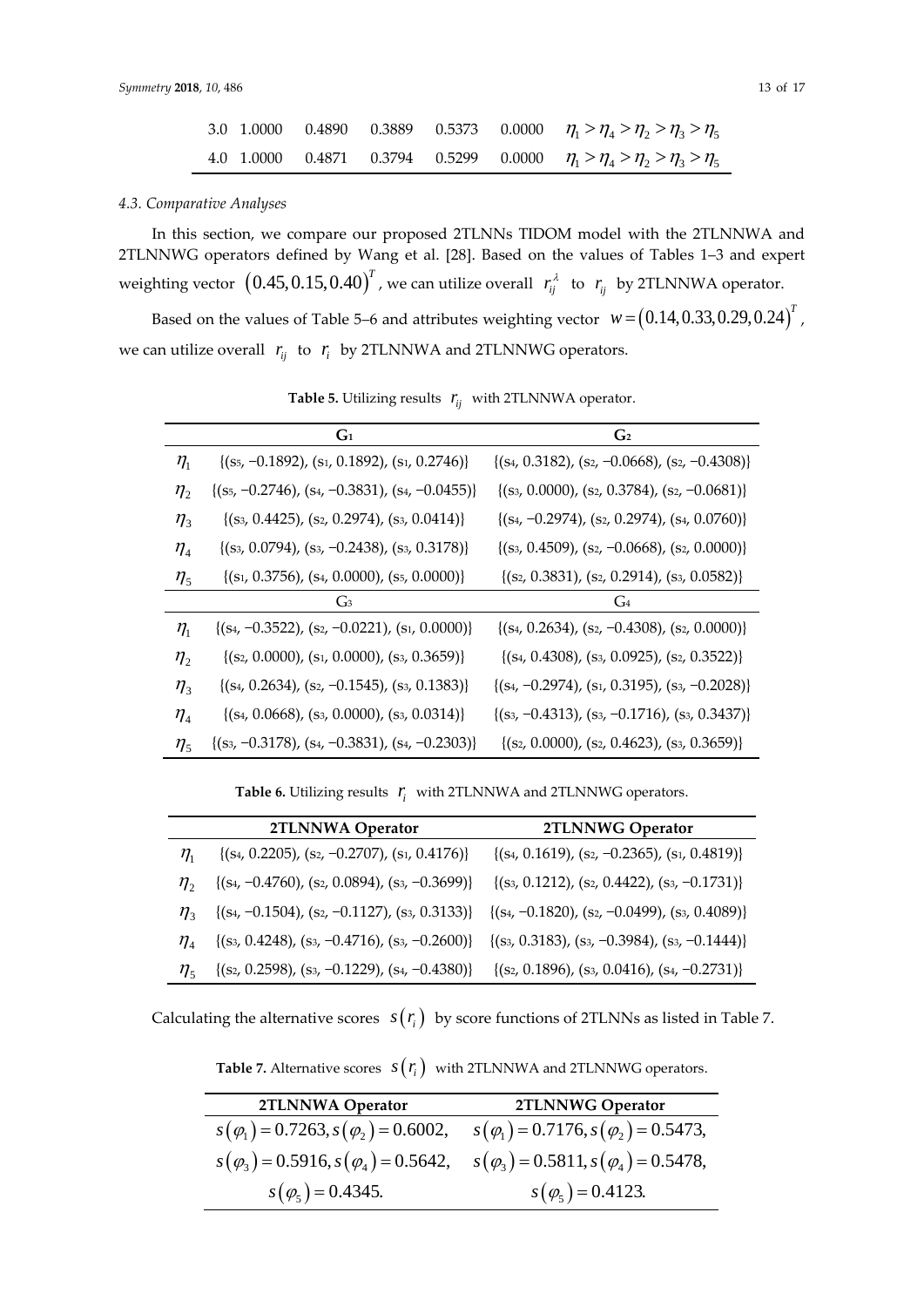| 3.0 | 1.0000 | 0.4890 | 0.3889 | 0.5373 | 0.0000 | $\eta_1 > \eta_4 > \eta_2 > \eta_3 > \eta_5$ |
|---|---|---|---|---|---|---|
| 4.0 | 1.0000 | 0.4871 | 0.3794 | 0.5299 | 0.0000 | $\eta_1 > \eta_4 > \eta_2 > \eta_3 > \eta_5$ |

### 4.3. Comparative Analyses

In this section, we compare our proposed 2TLNNs TIDOM model with the 2TLNNWA and 2TLNNWG operators defined by Wang et al. [28]. Based on the values of Tables 1–3 and expert weighting vector $(0.45, 0.15, 0.40)^T$, we can utilize overall $r_{ij}^{\lambda}$ to $r_{ij}$ by 2TLNNWA operator.

Based on the values of Table 5–6 and attributes weighting vector $w = (0.14, 0.33, 0.29, 0.24)^T$, we can utilize overall $r_{ij}$ to $r_i$ by 2TLNNWA and 2TLNNWG operators.

**Table 5.** Utilizing results $r_{ij}$ with 2TLNNWA operator.

| | $G_1$ | $G_2$ |
|---|---|---|
| $\eta_1$ | $\{(s_5, -0.1892), (s_1, 0.1892), (s_1, 0.2746)\}$ | $\{(s_4, 0.3182), (s_2, -0.0668), (s_2, -0.4308)\}$ |
| $\eta_2$ | $\{(s_5, -0.2746), (s_4, -0.3831), (s_4, -0.0455)\}$ | $\{(s_3, 0.0000), (s_2, 0.3784), (s_2, -0.0681)\}$ |
| $\eta_3$ | $\{(s_3, 0.4425), (s_2, 0.2974), (s_3, 0.0414)\}$ | $\{(s_4, -0.2974), (s_2, 0.2974), (s_4, 0.0760)\}$ |
| $\eta_4$ | $\{(s_3, 0.0794), (s_3, -0.2438), (s_3, 0.3178)\}$ | $\{(s_3, 0.4509), (s_2, -0.0668), (s_2, 0.0000)\}$ |
| $\eta_5$ | $\{(s_1, 0.3756), (s_4, 0.0000), (s_5, 0.0000)\}$ | $\{(s_2, 0.3831), (s_2, 0.2914), (s_3, 0.0582)\}$ |
| | $G_3$ | $G_4$ |
| $\eta_1$ | $\{(s_4, -0.3522), (s_2, -0.0221), (s_1, 0.0000)\}$ | $\{(s_4, 0.2634), (s_2, -0.4308), (s_2, 0.0000)\}$ |
| $\eta_2$ | $\{(s_2, 0.0000), (s_1, 0.0000), (s_3, 0.3659)\}$ | $\{(s_4, 0.4308), (s_3, 0.0925), (s_2, 0.3522)\}$ |
| $\eta_3$ | $\{(s_4, 0.2634), (s_2, -0.1545), (s_3, 0.1383)\}$ | $\{(s_4, -0.2974), (s_1, 0.3195), (s_3, -0.2028)\}$ |
| $\eta_4$ | $\{(s_4, 0.0668), (s_3, 0.0000), (s_3, 0.0314)\}$ | $\{(s_3, -0.4313), (s_3, -0.1716), (s_3, 0.3437)\}$ |
| $\eta_5$ | $\{(s_3, -0.3178), (s_4, -0.3831), (s_4, -0.2303)\}$ | $\{(s_2, 0.0000), (s_2, 0.4623), (s_3, 0.3659)\}$ |

**Table 6.** Utilizing results $r_i$ with 2TLNNWA and 2TLNNWG operators.

| | 2TLNNWA Operator | 2TLNNWG Operator |
|---|---|---|
| $\eta_1$ | $\{(s_4, 0.2205), (s_2, -0.2707), (s_1, 0.4176)\}$ | $\{(s_4, 0.1619), (s_2, -0.2365), (s_1, 0.4819)\}$ |
| $\eta_2$ | $\{(s_4, -0.4760), (s_2, 0.0894), (s_3, -0.3699)\}$ | $\{(s_3, 0.1212), (s_2, 0.4422), (s_3, -0.1731)\}$ |
| $\eta_3$ | $\{(s_4, -0.1504), (s_2, -0.1127), (s_3, 0.3133)\}$ | $\{(s_4, -0.1820), (s_2, -0.0499), (s_3, 0.4089)\}$ |
| $\eta_4$ | $\{(s_3, 0.4248), (s_3, -0.4716), (s_3, -0.2600)\}$ | $\{(s_3, 0.3183), (s_3, -0.3984), (s_3, -0.1444)\}$ |
| $\eta_5$ | $\{(s_2, 0.2598), (s_3, -0.1229), (s_4, -0.4380)\}$ | $\{(s_2, 0.1896), (s_3, 0.0416), (s_4, -0.2731)\}$ |

Calculating the alternative scores $s(r_i)$ by score functions of 2TLNNs as listed in Table 7.

**Table 7.** Alternative scores $s(r_i)$ with 2TLNNWA and 2TLNNWG operators.

| 2TLNNWA Operator | 2TLNNWG Operator |
|---|---|
| $s(\varphi_1) = 0.7263, s(\varphi_2) = 0.6002,$ | $s(\varphi_1) = 0.7176, s(\varphi_2) = 0.5473,$ |
| $s(\varphi_3) = 0.5916, s(\varphi_4) = 0.5642,$ | $s(\varphi_3) = 0.5811, s(\varphi_4) = 0.5478,$ |
| $s(\varphi_5) = 0.4345.$ | $s(\varphi_5) = 0.4123.$ |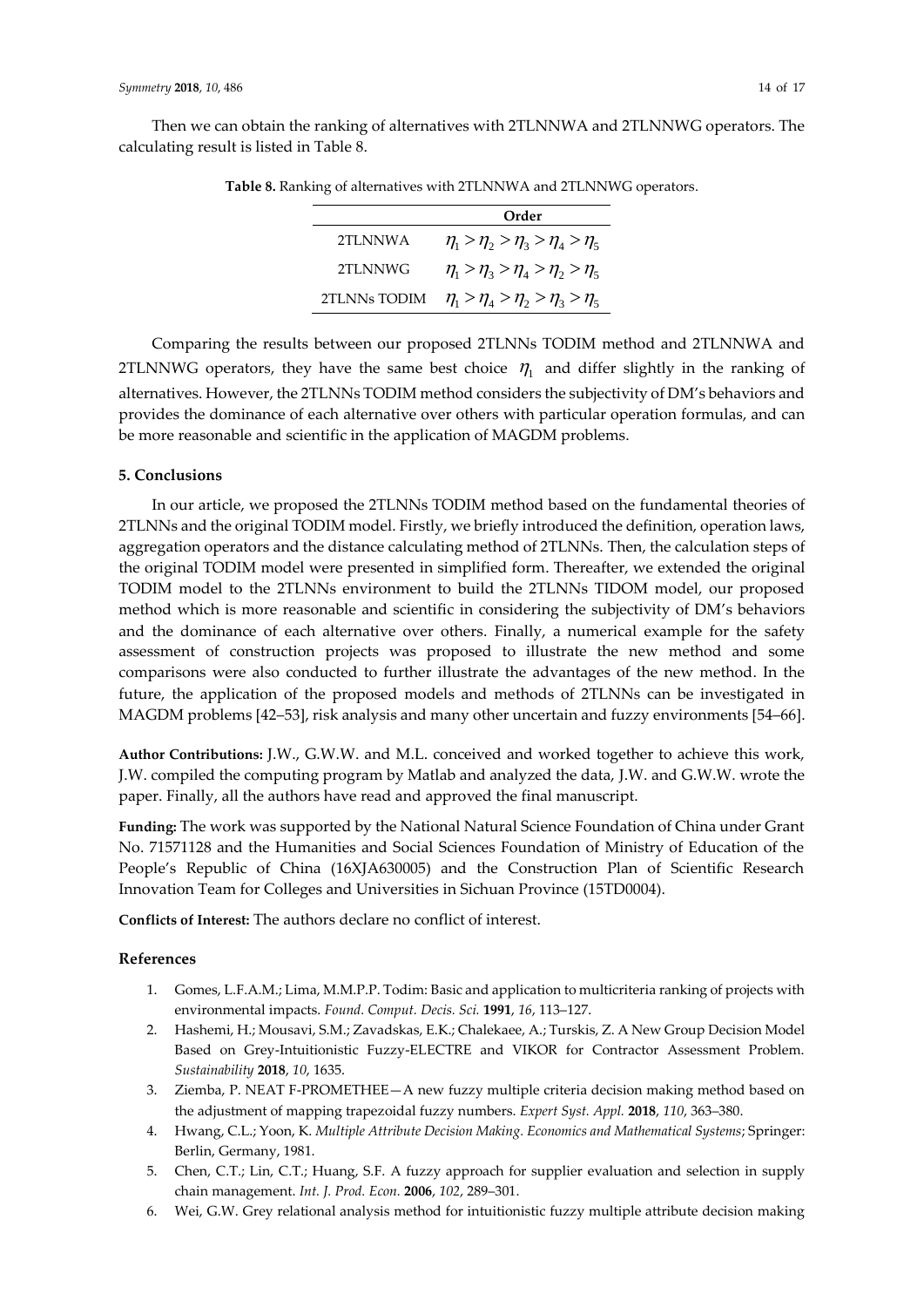Then we can obtain the ranking of alternatives with 2TLNNWA and 2TLNNWG operators. The calculating result is listed in Table 8.

**Table 8.** Ranking of alternatives with 2TLNNWA and 2TLNNWG operators.

| | Order |
|---|---|
| 2TLNNWA | $\eta_1 > \eta_2 > \eta_3 > \eta_4 > \eta_5$ |
| 2TLNNWG | $\eta_1 > \eta_3 > \eta_4 > \eta_2 > \eta_5$ |
| 2TLNNs TODIM | $\eta_1 > \eta_4 > \eta_2 > \eta_3 > \eta_5$ |

Comparing the results between our proposed 2TLNNs TODIM method and 2TLNNWA and 2TLNNWG operators, they have the same best choice $\eta_1$ and differ slightly in the ranking of alternatives. However, the 2TLNNs TODIM method considers the subjectivity of DM's behaviors and provides the dominance of each alternative over others with particular operation formulas, and can be more reasonable and scientific in the application of MAGDM problems.

## 5. Conclusions

In our article, we proposed the 2TLNNs TODIM method based on the fundamental theories of 2TLNNs and the original TODIM model. Firstly, we briefly introduced the definition, operation laws, aggregation operators and the distance calculating method of 2TLNNs. Then, the calculation steps of the original TODIM model were presented in simplified form. Thereafter, we extended the original TODIM model to the 2TLNNs environment to build the 2TLNNs TIDOM model, our proposed method which is more reasonable and scientific in considering the subjectivity of DM's behaviors and the dominance of each alternative over others. Finally, a numerical example for the safety assessment of construction projects was proposed to illustrate the new method and some comparisons were also conducted to further illustrate the advantages of the new method. In the future, the application of the proposed models and methods of 2TLNNs can be investigated in MAGDM problems [42–53], risk analysis and many other uncertain and fuzzy environments [54–66].

**Author Contributions:** J.W., G.W.W. and M.L. conceived and worked together to achieve this work, J.W. compiled the computing program by Matlab and analyzed the data, J.W. and G.W.W. wrote the paper. Finally, all the authors have read and approved the final manuscript.

**Funding:** The work was supported by the National Natural Science Foundation of China under Grant No. 71571128 and the Humanities and Social Sciences Foundation of Ministry of Education of the People's Republic of China (16XJA630005) and the Construction Plan of Scientific Research Innovation Team for Colleges and Universities in Sichuan Province (15TD0004).

**Conflicts of Interest:** The authors declare no conflict of interest.

## References

1. Gomes, L.F.A.M.; Lima, M.M.P.P. Todim: Basic and application to multicriteria ranking of projects with environmental impacts. *Found. Comput. Decis. Sci.* **1991**, *16*, 113–127.
2. Hashemi, H.; Mousavi, S.M.; Zavadskas, E.K.; Chalekaee, A.; Turskis, Z. A New Group Decision Model Based on Grey-Intuitionistic Fuzzy-ELECTRE and VIKOR for Contractor Assessment Problem. *Sustainability* **2018**, *10*, 1635.
3. Ziemba, P. NEAT F-PROMETHEE—A new fuzzy multiple criteria decision making method based on the adjustment of mapping trapezoidal fuzzy numbers. *Expert Syst. Appl.* **2018**, *110*, 363–380.
4. Hwang, C.L.; Yoon, K. *Multiple Attribute Decision Making. Economics and Mathematical Systems*; Springer: Berlin, Germany, 1981.
5. Chen, C.T.; Lin, C.T.; Huang, S.F. A fuzzy approach for supplier evaluation and selection in supply chain management. *Int. J. Prod. Econ.* **2006**, *102*, 289–301.
6. Wei, G.W. Grey relational analysis method for intuitionistic fuzzy multiple attribute decision making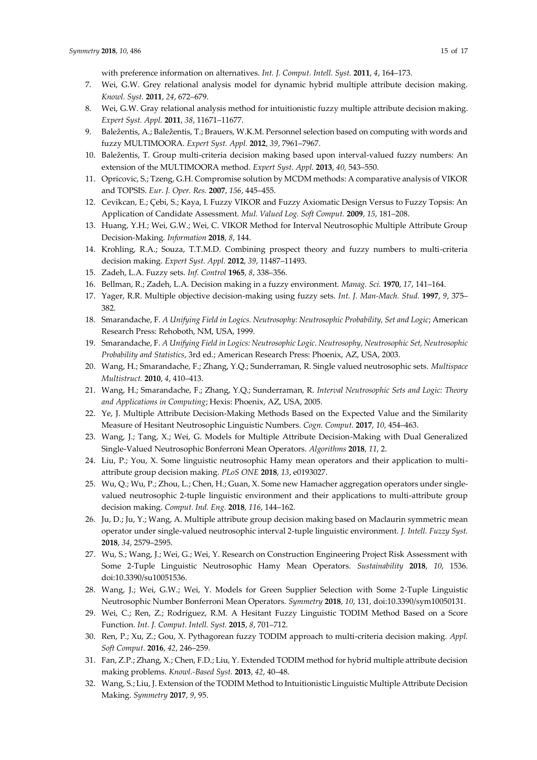with preference information on alternatives. *Int. J. Comput. Intell. Syst.* **2011**, *4*, 164–173.

7. Wei, G.W. Grey relational analysis model for dynamic hybrid multiple attribute decision making. *Knowl. Syst.* **2011**, *24*, 672–679.
8. Wei, G.W. Gray relational analysis method for intuitionistic fuzzy multiple attribute decision making. *Expert Syst. Appl.* **2011**, *38*, 11671–11677.
9. Baležentis, A.; Baležentis, T.; Brauers, W.K.M. Personnel selection based on computing with words and fuzzy MULTIMOORA. *Expert Syst. Appl.* **2012**, *39*, 7961–7967.
10. Baležentis, T. Group multi-criteria decision making based upon interval-valued fuzzy numbers: An extension of the MULTIMOORA method. *Expert Syst. Appl.* **2013**, *40*, 543–550.
11. Opricovic, S.; Tzeng, G.H. Compromise solution by MCDM methods: A comparative analysis of VIKOR and TOPSIS. *Eur. J. Oper. Res.* **2007**, *156*, 445–455.
12. Cevikcan, E.; Çebi, S.; Kaya, I. Fuzzy VIKOR and Fuzzy Axiomatic Design Versus to Fuzzy Topsis: An Application of Candidate Assessment. *Mul. Valued Log. Soft Comput.* **2009**, *15*, 181–208.
13. Huang, Y.H.; Wei, G.W.; Wei, C. VIKOR Method for Interval Neutrosophic Multiple Attribute Group Decision-Making. *Information* **2018**, *8*, 144.
14. Krohling, R.A.; Souza, T.T.M.D. Combining prospect theory and fuzzy numbers to multi-criteria decision making. *Expert Syst. Appl.* **2012**, *39*, 11487–11493.
15. Zadeh, L.A. Fuzzy sets. *Inf. Control* **1965**, *8*, 338–356.
16. Bellman, R.; Zadeh, L.A. Decision making in a fuzzy environment. *Manag. Sci.* **1970**, *17*, 141–164.
17. Yager, R.R. Multiple objective decision-making using fuzzy sets. *Int. J. Man-Mach. Stud.* **1997**, *9*, 375–382.
18. Smarandache, F. *A Unifying Field in Logics. Neutrosophy: Neutrosophic Probability, Set and Logic*; American Research Press: Rehoboth, NM, USA, 1999.
19. Smarandache, F. *A Unifying Field in Logics: Neutrosophic Logic. Neutrosophy, Neutrosophic Set, Neutrosophic Probability and Statistics*, 3rd ed.; American Research Press: Phoenix, AZ, USA, 2003.
20. Wang, H.; Smarandache, F.; Zhang, Y.Q.; Sunderraman, R. Single valued neutrosophic sets. *Multispace Multistruct.* **2010**, *4*, 410–413.
21. Wang, H.; Smarandache, F.; Zhang, Y.Q.; Sunderraman, R. *Interval Neutrosophic Sets and Logic: Theory and Applications in Computing*; Hexis: Phoenix, AZ, USA, 2005.
22. Ye, J. Multiple Attribute Decision-Making Methods Based on the Expected Value and the Similarity Measure of Hesitant Neutrosophic Linguistic Numbers. *Cogn. Comput.* **2017**, *10*, 454–463.
23. Wang, J.; Tang, X.; Wei, G. Models for Multiple Attribute Decision-Making with Dual Generalized Single-Valued Neutrosophic Bonferroni Mean Operators. *Algorithms* **2018**, *11*, 2.
24. Liu, P.; You, X. Some linguistic neutrosophic Hamy mean operators and their application to multi-attribute group decision making. *PLoS ONE* **2018**, *13*, e0193027.
25. Wu, Q.; Wu, P.; Zhou, L.; Chen, H.; Guan, X. Some new Hamacher aggregation operators under single-valued neutrosophic 2-tuple linguistic environment and their applications to multi-attribute group decision making. *Comput. Ind. Eng.* **2018**, *116*, 144–162.
26. Ju, D.; Ju, Y.; Wang, A. Multiple attribute group decision making based on Maclaurin symmetric mean operator under single-valued neutrosophic interval 2-tuple linguistic environment. *J. Intell. Fuzzy Syst.* **2018**, *34*, 2579–2595.
27. Wu, S.; Wang, J.; Wei, G.; Wei, Y. Research on Construction Engineering Project Risk Assessment with Some 2-Tuple Linguistic Neutrosophic Hamy Mean Operators. *Sustainability* **2018**, *10*, 1536. doi:10.3390/su10051536.
28. Wang, J.; Wei, G.W.; Wei, Y. Models for Green Supplier Selection with Some 2-Tuple Linguistic Neutrosophic Number Bonferroni Mean Operators. *Symmetry* **2018**, *10*, 131, doi:10.3390/sym10050131.
29. Wei, C.; Ren, Z.; Rodríguez, R.M. A Hesitant Fuzzy Linguistic TODIM Method Based on a Score Function. *Int. J. Comput. Intell. Syst.* **2015**, *8*, 701–712.
30. Ren, P.; Xu, Z.; Gou, X. Pythagorean fuzzy TODIM approach to multi-criteria decision making. *Appl. Soft Comput.* **2016**, *42*, 246–259.
31. Fan, Z.P.; Zhang, X.; Chen, F.D.; Liu, Y. Extended TODIM method for hybrid multiple attribute decision making problems. *Knowl.-Based Syst.* **2013**, *42*, 40–48.
32. Wang, S.; Liu, J. Extension of the TODIM Method to Intuitionistic Linguistic Multiple Attribute Decision Making. *Symmetry* **2017**, *9*, 95.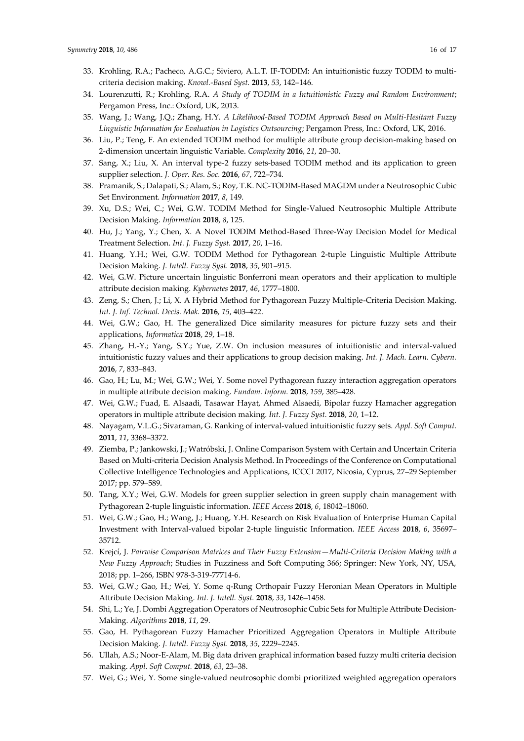33. Krohling, R.A.; Pacheco, A.G.C.; Siviero, A.L.T. IF-TODIM: An intuitionistic fuzzy TODIM to multi-criteria decision making. *Knowl.-Based Syst.* **2013**, *53*, 142–146.
34. Lourenzutti, R.; Krohling, R.A. *A Study of TODIM in a Intuitionistic Fuzzy and Random Environment*; Pergamon Press, Inc.: Oxford, UK, 2013.
35. Wang, J.; Wang, J.Q.; Zhang, H.Y. *A Likelihood-Based TODIM Approach Based on Multi-Hesitant Fuzzy Linguistic Information for Evaluation in Logistics Outsourcing*; Pergamon Press, Inc.: Oxford, UK, 2016.
36. Liu, P.; Teng, F. An extended TODIM method for multiple attribute group decision-making based on 2-dimension uncertain linguistic Variable. *Complexity* **2016**, *21*, 20–30.
37. Sang, X.; Liu, X. An interval type-2 fuzzy sets-based TODIM method and its application to green supplier selection. *J. Oper. Res. Soc.* **2016**, *67*, 722–734.
38. Pramanik, S.; Dalapati, S.; Alam, S.; Roy, T.K. NC-TODIM-Based MAGDM under a Neutrosophic Cubic Set Environment. *Information* **2017**, *8*, 149.
39. Xu, D.S.; Wei, C.; Wei, G.W. TODIM Method for Single-Valued Neutrosophic Multiple Attribute Decision Making. *Information* **2018**, *8*, 125.
40. Hu, J.; Yang, Y.; Chen, X. A Novel TODIM Method-Based Three-Way Decision Model for Medical Treatment Selection. *Int. J. Fuzzy Syst.* **2017**, *20*, 1–16.
41. Huang, Y.H.; Wei, G.W. TODIM Method for Pythagorean 2-tuple Linguistic Multiple Attribute Decision Making. *J. Intell. Fuzzy Syst.* **2018**, *35*, 901–915.
42. Wei, G.W. Picture uncertain linguistic Bonferroni mean operators and their application to multiple attribute decision making. *Kybernetes* **2017**, *46*, 1777–1800.
43. Zeng, S.; Chen, J.; Li, X. A Hybrid Method for Pythagorean Fuzzy Multiple-Criteria Decision Making. *Int. J. Inf. Technol. Decis. Mak.* **2016**, *15*, 403–422.
44. Wei, G.W.; Gao, H. The generalized Dice similarity measures for picture fuzzy sets and their applications, *Informatica* **2018**, *29*, 1–18.
45. Zhang, H.-Y.; Yang, S.Y.; Yue, Z.W. On inclusion measures of intuitionistic and interval-valued intuitionistic fuzzy values and their applications to group decision making. *Int. J. Mach. Learn. Cybern.* **2016**, *7*, 833–843.
46. Gao, H.; Lu, M.; Wei, G.W.; Wei, Y. Some novel Pythagorean fuzzy interaction aggregation operators in multiple attribute decision making. *Fundam. Inform.* **2018**, *159*, 385–428.
47. Wei, G.W.; Fuad, E. Alsaadi, Tasawar Hayat, Ahmed Alsaedi, Bipolar fuzzy Hamacher aggregation operators in multiple attribute decision making. *Int. J. Fuzzy Syst.* **2018**, *20*, 1–12.
48. Nayagam, V.L.G.; Sivaraman, G. Ranking of interval-valued intuitionistic fuzzy sets. *Appl. Soft Comput.* **2011**, *11*, 3368–3372.
49. Ziemba, P.; Jankowski, J.; Watróbski, J. Online Comparison System with Certain and Uncertain Criteria Based on Multi-criteria Decision Analysis Method. In Proceedings of the Conference on Computational Collective Intelligence Technologies and Applications, ICCCI 2017, Nicosia, Cyprus, 27–29 September 2017; pp. 579–589.
50. Tang, X.Y.; Wei, G.W. Models for green supplier selection in green supply chain management with Pythagorean 2-tuple linguistic information. *IEEE Access* **2018**, *6*, 18042–18060.
51. Wei, G.W.; Gao, H.; Wang, J.; Huang, Y.H. Research on Risk Evaluation of Enterprise Human Capital Investment with Interval-valued bipolar 2-tuple linguistic Information. *IEEE Access* **2018**, *6*, 35697–35712.
52. Krejcí, J. *Pairwise Comparison Matrices and Their Fuzzy Extension—Multi-Criteria Decision Making with a New Fuzzy Approach*; Studies in Fuzziness and Soft Computing 366; Springer: New York, NY, USA, 2018; pp. 1–266, ISBN 978-3-319-77714-6.
53. Wei, G.W.; Gao, H.; Wei, Y. Some q-Rung Orthopair Fuzzy Heronian Mean Operators in Multiple Attribute Decision Making. *Int. J. Intell. Syst.* **2018**, *33*, 1426–1458.
54. Shi, L.; Ye, J. Dombi Aggregation Operators of Neutrosophic Cubic Sets for Multiple Attribute Decision-Making. *Algorithms* **2018**, *11*, 29.
55. Gao, H. Pythagorean Fuzzy Hamacher Prioritized Aggregation Operators in Multiple Attribute Decision Making. *J. Intell. Fuzzy Syst.* **2018**, *35*, 2229–2245.
56. Ullah, A.S.; Noor-E-Alam, M. Big data driven graphical information based fuzzy multi criteria decision making. *Appl. Soft Comput.* **2018**, *63*, 23–38.
57. Wei, G.; Wei, Y. Some single-valued neutrosophic dombi prioritized weighted aggregation operators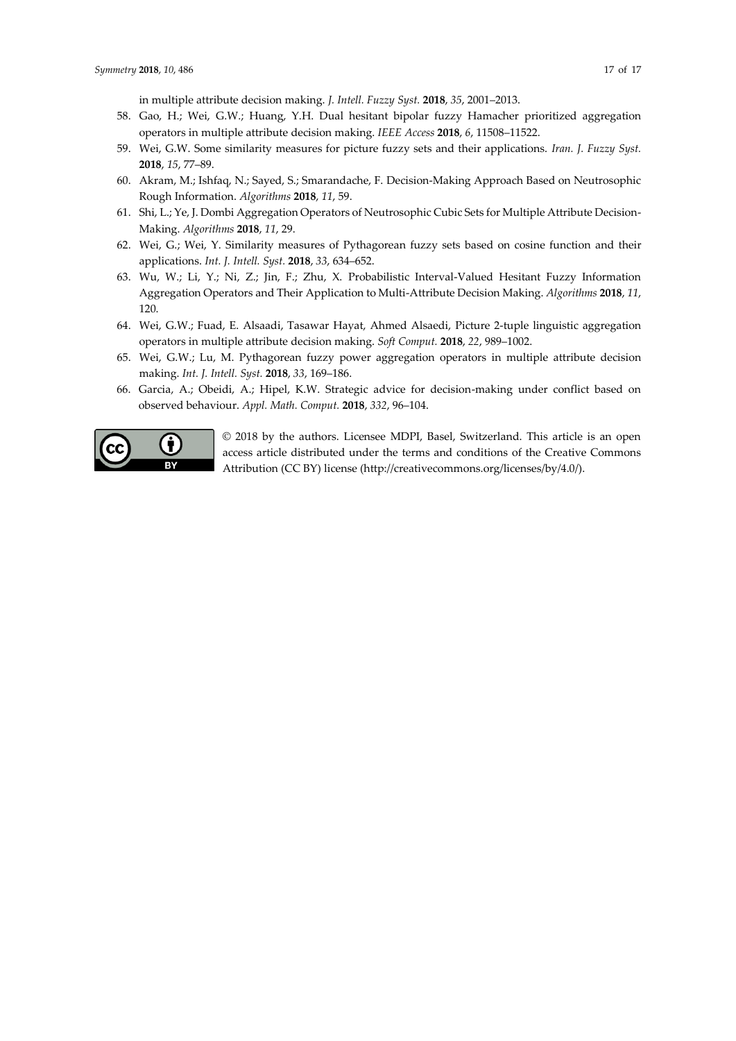in multiple attribute decision making. *J. Intell. Fuzzy Syst.* **2018**, *35*, 2001–2013.

58. Gao, H.; Wei, G.W.; Huang, Y.H. Dual hesitant bipolar fuzzy Hamacher prioritized aggregation operators in multiple attribute decision making. *IEEE Access* **2018**, *6*, 11508–11522.
59. Wei, G.W. Some similarity measures for picture fuzzy sets and their applications. *Iran. J. Fuzzy Syst.* **2018**, *15*, 77–89.
60. Akram, M.; Ishfaq, N.; Sayed, S.; Smarandache, F. Decision-Making Approach Based on Neutrosophic Rough Information. *Algorithms* **2018**, *11*, 59.
61. Shi, L.; Ye, J. Dombi Aggregation Operators of Neutrosophic Cubic Sets for Multiple Attribute Decision-Making. *Algorithms* **2018**, *11*, 29.
62. Wei, G.; Wei, Y. Similarity measures of Pythagorean fuzzy sets based on cosine function and their applications. *Int. J. Intell. Syst.* **2018**, *33*, 634–652.
63. Wu, W.; Li, Y.; Ni, Z.; Jin, F.; Zhu, X. Probabilistic Interval-Valued Hesitant Fuzzy Information Aggregation Operators and Their Application to Multi-Attribute Decision Making. *Algorithms* **2018**, *11*, 120.
64. Wei, G.W.; Fuad, E. Alsaadi, Tasawar Hayat, Ahmed Alsaedi, Picture 2-tuple linguistic aggregation operators in multiple attribute decision making. *Soft Comput.* **2018**, *22*, 989–1002.
65. Wei, G.W.; Lu, M. Pythagorean fuzzy power aggregation operators in multiple attribute decision making. *Int. J. Intell. Syst.* **2018**, *33*, 169–186.
66. Garcia, A.; Obeidi, A.; Hipel, K.W. Strategic advice for decision-making under conflict based on observed behaviour. *Appl. Math. Comput.* **2018**, *332*, 96–104.

© 2018 by the authors. Licensee MDPI, Basel, Switzerland. This article is an open access article distributed under the terms and conditions of the Creative Commons Attribution (CC BY) license (http://creativecommons.org/licenses/by/4.0/).